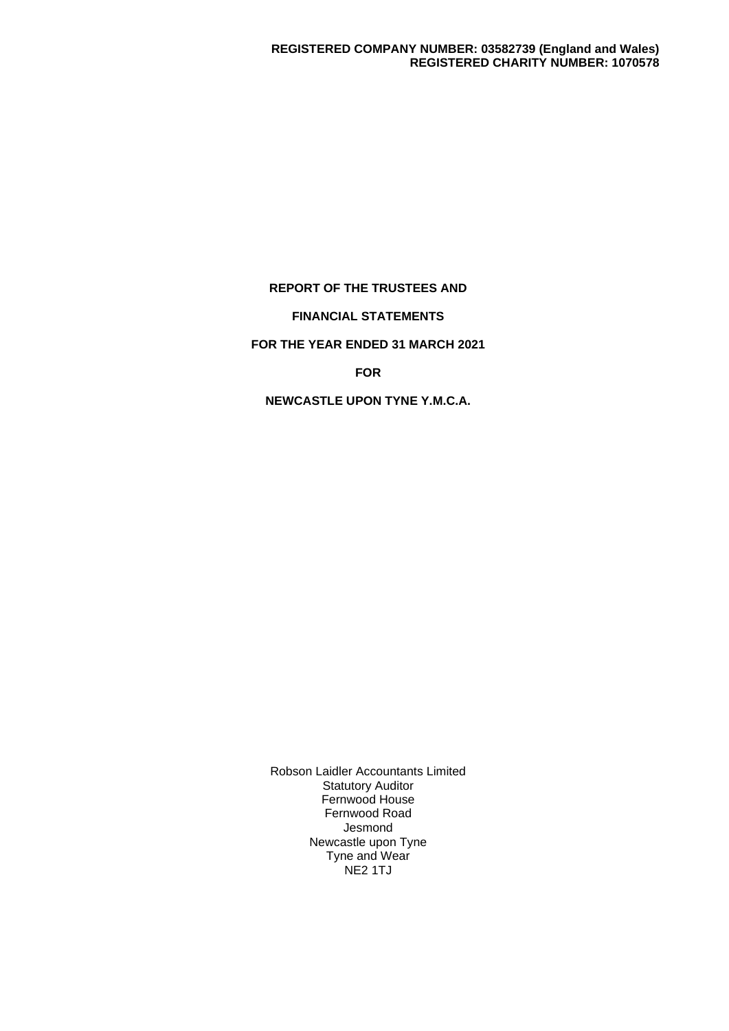**REGISTERED COMPANY NUMBER: 03582739 (England and Wales)**
**REGISTERED CHARITY NUMBER: 1070578**

# REPORT OF THE TRUSTEES AND

# FINANCIAL STATEMENTS

# FOR THE YEAR ENDED 31 MARCH 2021

# FOR

# NEWCASTLE UPON TYNE Y.M.C.A.

Robson Laidler Accountants Limited
Statutory Auditor
Fernwood House
Fernwood Road
Jesmond
Newcastle upon Tyne
Tyne and Wear
NE2 1TJ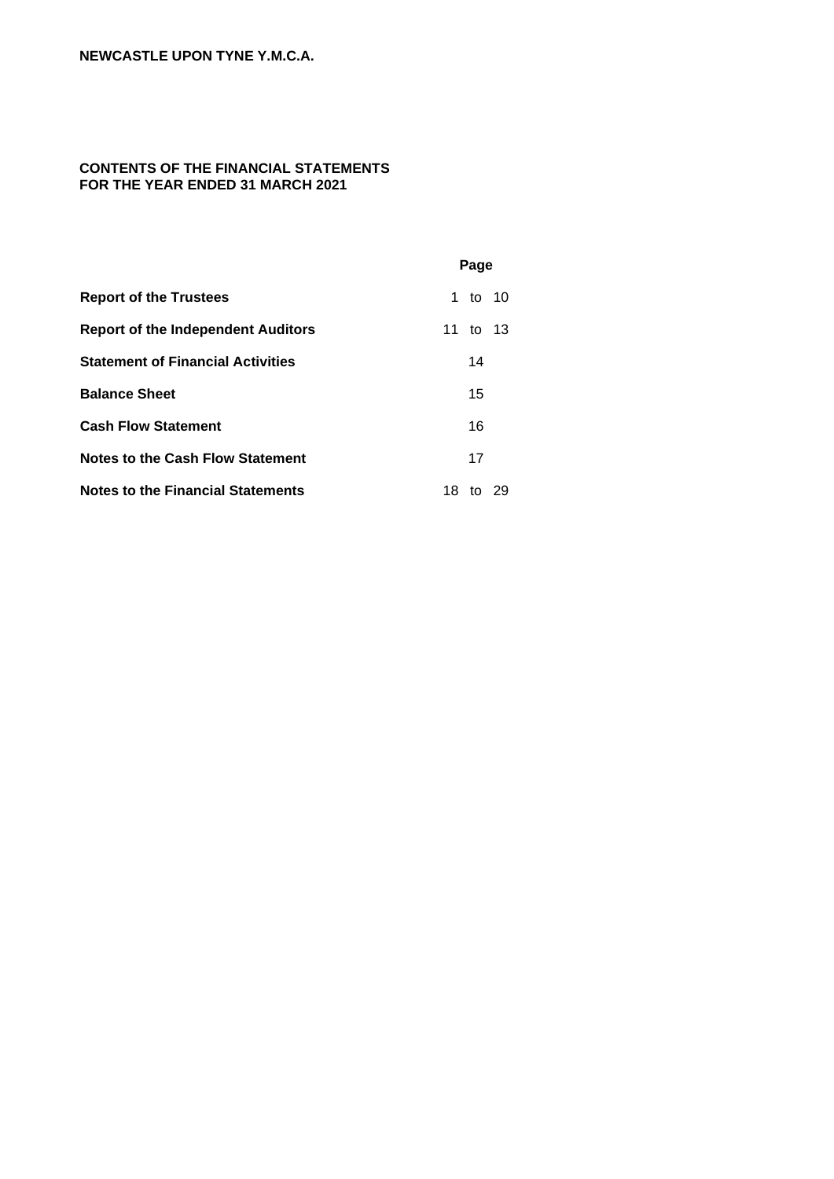**NEWCASTLE UPON TYNE Y.M.C.A.**

**CONTENTS OF THE FINANCIAL STATEMENTS
FOR THE YEAR ENDED 31 MARCH 2021**

| | Page |
|---|---|
| **Report of the Trustees** | 1 to 10 |
| **Report of the Independent Auditors** | 11 to 13 |
| **Statement of Financial Activities** | 14 |
| **Balance Sheet** | 15 |
| **Cash Flow Statement** | 16 |
| **Notes to the Cash Flow Statement** | 17 |
| **Notes to the Financial Statements** | 18 to 29 |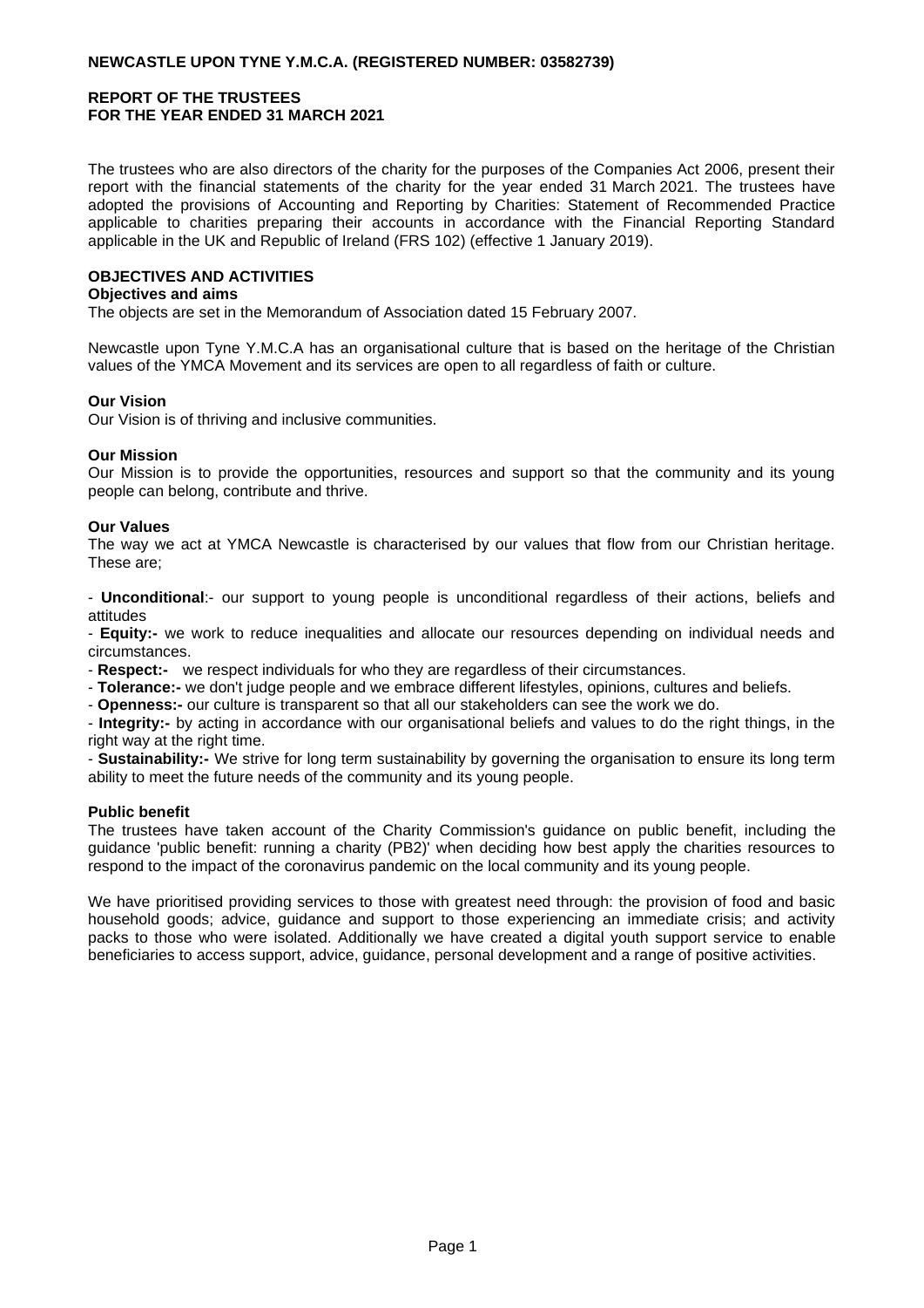**NEWCASTLE UPON TYNE Y.M.C.A. (REGISTERED NUMBER: 03582739)**

# REPORT OF THE TRUSTEES
# FOR THE YEAR ENDED 31 MARCH 2021

The trustees who are also directors of the charity for the purposes of the Companies Act 2006, present their report with the financial statements of the charity for the year ended 31 March 2021. The trustees have adopted the provisions of Accounting and Reporting by Charities: Statement of Recommended Practice applicable to charities preparing their accounts in accordance with the Financial Reporting Standard applicable in the UK and Republic of Ireland (FRS 102) (effective 1 January 2019).

## OBJECTIVES AND ACTIVITIES

### Objectives and aims

The objects are set in the Memorandum of Association dated 15 February 2007.

Newcastle upon Tyne Y.M.C.A has an organisational culture that is based on the heritage of the Christian values of the YMCA Movement and its services are open to all regardless of faith or culture.

### Our Vision

Our Vision is of thriving and inclusive communities.

### Our Mission

Our Mission is to provide the opportunities, resources and support so that the community and its young people can belong, contribute and thrive.

### Our Values

The way we act at YMCA Newcastle is characterised by our values that flow from our Christian heritage. These are;

- **Unconditional**:- our support to young people is unconditional regardless of their actions, beliefs and attitudes
- **Equity:-** we work to reduce inequalities and allocate our resources depending on individual needs and circumstances.
- **Respect:-** we respect individuals for who they are regardless of their circumstances.
- **Tolerance:-** we don't judge people and we embrace different lifestyles, opinions, cultures and beliefs.
- **Openness:-** our culture is transparent so that all our stakeholders can see the work we do.
- **Integrity:-** by acting in accordance with our organisational beliefs and values to do the right things, in the right way at the right time.
- **Sustainability:-** We strive for long term sustainability by governing the organisation to ensure its long term ability to meet the future needs of the community and its young people.

### Public benefit

The trustees have taken account of the Charity Commission's guidance on public benefit, including the guidance 'public benefit: running a charity (PB2)' when deciding how best apply the charities resources to respond to the impact of the coronavirus pandemic on the local community and its young people.

We have prioritised providing services to those with greatest need through: the provision of food and basic household goods; advice, guidance and support to those experiencing an immediate crisis; and activity packs to those who were isolated. Additionally we have created a digital youth support service to enable beneficiaries to access support, advice, guidance, personal development and a range of positive activities.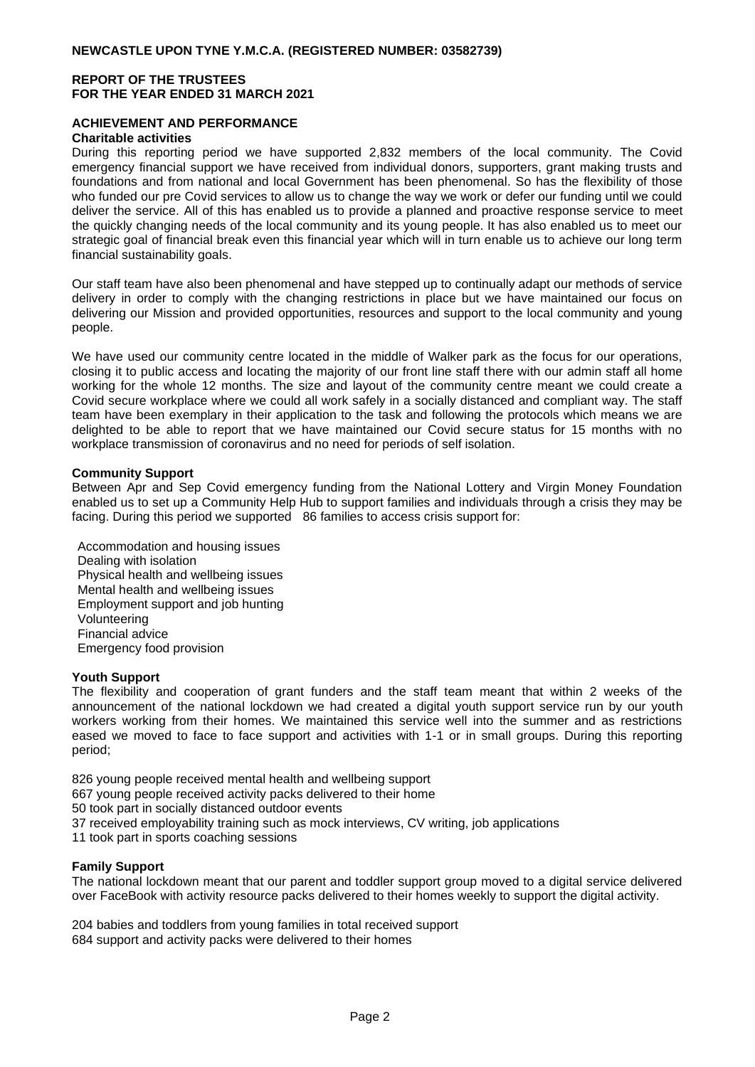## NEWCASTLE UPON TYNE Y.M.C.A. (REGISTERED NUMBER: 03582739)

## REPORT OF THE TRUSTEES FOR THE YEAR ENDED 31 MARCH 2021

### ACHIEVEMENT AND PERFORMANCE

**Charitable activities**

During this reporting period we have supported 2,832 members of the local community. The Covid emergency financial support we have received from individual donors, supporters, grant making trusts and foundations and from national and local Government has been phenomenal. So has the flexibility of those who funded our pre Covid services to allow us to change the way we work or defer our funding until we could deliver the service. All of this has enabled us to provide a planned and proactive response service to meet the quickly changing needs of the local community and its young people. It has also enabled us to meet our strategic goal of financial break even this financial year which will in turn enable us to achieve our long term financial sustainability goals.

Our staff team have also been phenomenal and have stepped up to continually adapt our methods of service delivery in order to comply with the changing restrictions in place but we have maintained our focus on delivering our Mission and provided opportunities, resources and support to the local community and young people.

We have used our community centre located in the middle of Walker park as the focus for our operations, closing it to public access and locating the majority of our front line staff there with our admin staff all home working for the whole 12 months. The size and layout of the community centre meant we could create a Covid secure workplace where we could all work safely in a socially distanced and compliant way. The staff team have been exemplary in their application to the task and following the protocols which means we are delighted to be able to report that we have maintained our Covid secure status for 15 months with no workplace transmission of coronavirus and no need for periods of self isolation.

**Community Support**

Between Apr and Sep Covid emergency funding from the National Lottery and Virgin Money Foundation enabled us to set up a Community Help Hub to support families and individuals through a crisis they may be facing. During this period we supported 86 families to access crisis support for:

- Accommodation and housing issues
- Dealing with isolation
- Physical health and wellbeing issues
- Mental health and wellbeing issues
- Employment support and job hunting
- Volunteering
- Financial advice
- Emergency food provision

**Youth Support**

The flexibility and cooperation of grant funders and the staff team meant that within 2 weeks of the announcement of the national lockdown we had created a digital youth support service run by our youth workers working from their homes. We maintained this service well into the summer and as restrictions eased we moved to face to face support and activities with 1-1 or in small groups. During this reporting period;

826 young people received mental health and wellbeing support
667 young people received activity packs delivered to their home
50 took part in socially distanced outdoor events
37 received employability training such as mock interviews, CV writing, job applications
11 took part in sports coaching sessions

**Family Support**

The national lockdown meant that our parent and toddler support group moved to a digital service delivered over FaceBook with activity resource packs delivered to their homes weekly to support the digital activity.

204 babies and toddlers from young families in total received support
684 support and activity packs were delivered to their homes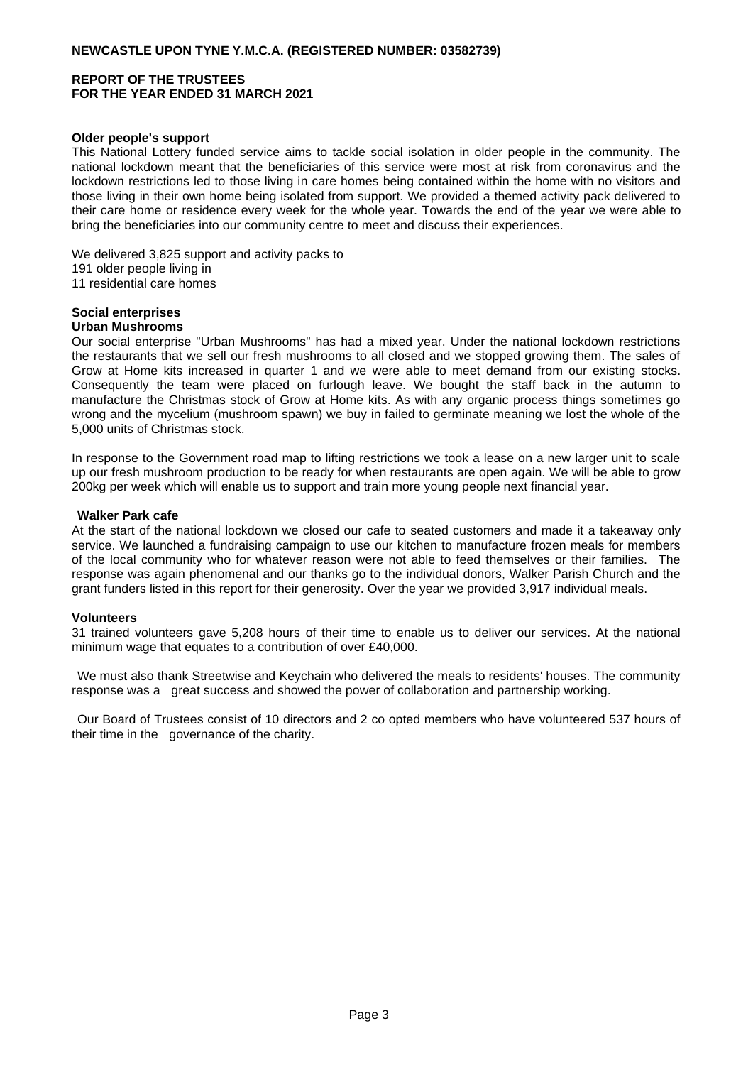### Older people's support

This National Lottery funded service aims to tackle social isolation in older people in the community. The national lockdown meant that the beneficiaries of this service were most at risk from coronavirus and the lockdown restrictions led to those living in care homes being contained within the home with no visitors and those living in their own home being isolated from support. We provided a themed activity pack delivered to their care home or residence every week for the whole year. Towards the end of the year we were able to bring the beneficiaries into our community centre to meet and discuss their experiences.

We delivered 3,825 support and activity packs to
191 older people living in
11 residential care homes

### Social enterprises

#### Urban Mushrooms

Our social enterprise "Urban Mushrooms" has had a mixed year. Under the national lockdown restrictions the restaurants that we sell our fresh mushrooms to all closed and we stopped growing them. The sales of Grow at Home kits increased in quarter 1 and we were able to meet demand from our existing stocks. Consequently the team were placed on furlough leave. We bought the staff back in the autumn to manufacture the Christmas stock of Grow at Home kits. As with any organic process things sometimes go wrong and the mycelium (mushroom spawn) we buy in failed to germinate meaning we lost the whole of the 5,000 units of Christmas stock.

In response to the Government road map to lifting restrictions we took a lease on a new larger unit to scale up our fresh mushroom production to be ready for when restaurants are open again. We will be able to grow 200kg per week which will enable us to support and train more young people next financial year.

#### Walker Park cafe

At the start of the national lockdown we closed our cafe to seated customers and made it a takeaway only service. We launched a fundraising campaign to use our kitchen to manufacture frozen meals for members of the local community who for whatever reason were not able to feed themselves or their families. The response was again phenomenal and our thanks go to the individual donors, Walker Parish Church and the grant funders listed in this report for their generosity. Over the year we provided 3,917 individual meals.

### Volunteers

31 trained volunteers gave 5,208 hours of their time to enable us to deliver our services. At the national minimum wage that equates to a contribution of over £40,000.

We must also thank Streetwise and Keychain who delivered the meals to residents' houses. The community response was a great success and showed the power of collaboration and partnership working.

Our Board of Trustees consist of 10 directors and 2 co opted members who have volunteered 537 hours of their time in the governance of the charity.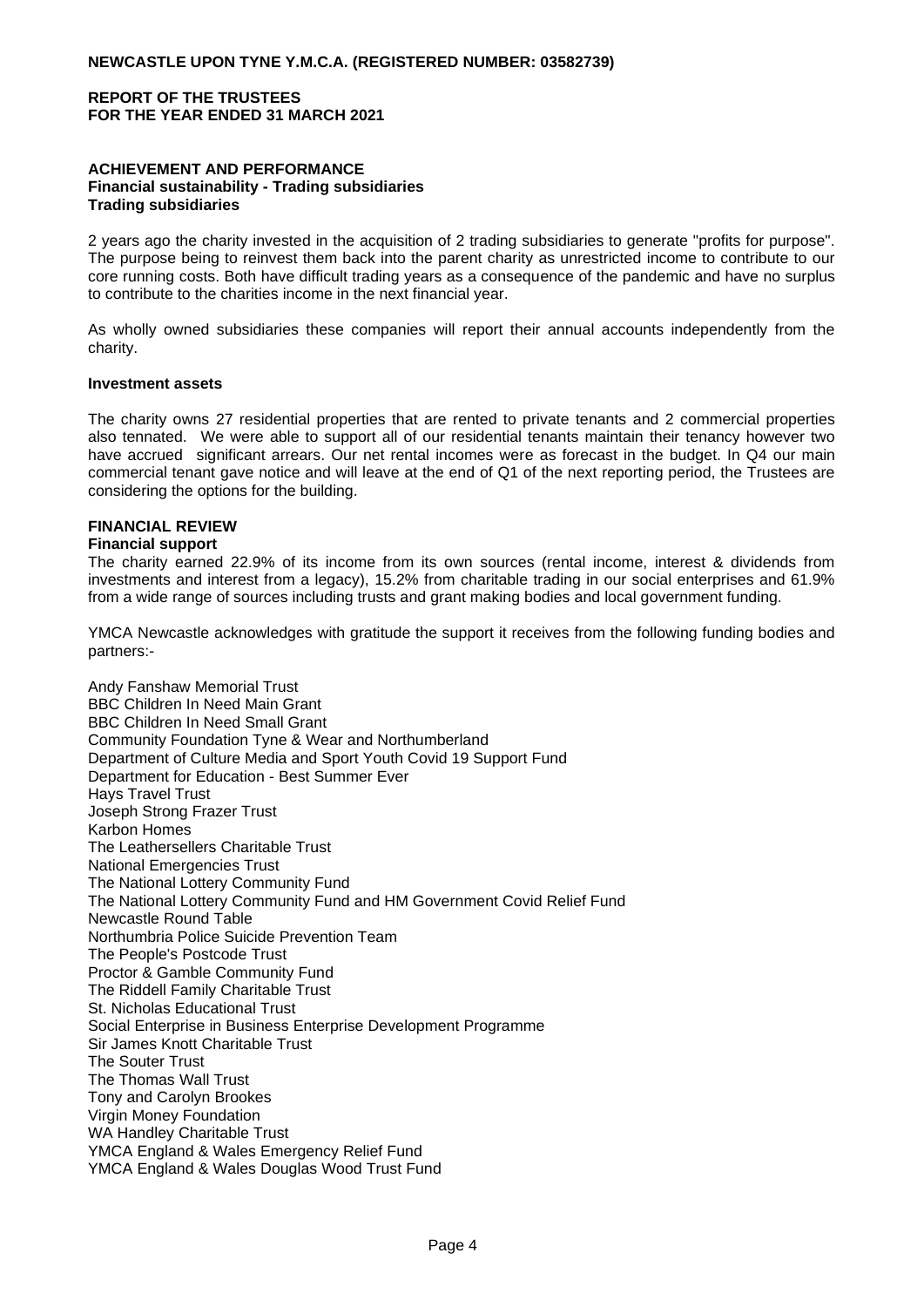## ACHIEVEMENT AND PERFORMANCE

### Financial sustainability - Trading subsidiaries

### Trading subsidiaries

2 years ago the charity invested in the acquisition of 2 trading subsidiaries to generate "profits for purpose". The purpose being to reinvest them back into the parent charity as unrestricted income to contribute to our core running costs. Both have difficult trading years as a consequence of the pandemic and have no surplus to contribute to the charities income in the next financial year.

As wholly owned subsidiaries these companies will report their annual accounts independently from the charity.

### Investment assets

The charity owns 27 residential properties that are rented to private tenants and 2 commercial properties also tennated. We were able to support all of our residential tenants maintain their tenancy however two have accrued significant arrears. Our net rental incomes were as forecast in the budget. In Q4 our main commercial tenant gave notice and will leave at the end of Q1 of the next reporting period, the Trustees are considering the options for the building.

## FINANCIAL REVIEW

### Financial support

The charity earned 22.9% of its income from its own sources (rental income, interest & dividends from investments and interest from a legacy), 15.2% from charitable trading in our social enterprises and 61.9% from a wide range of sources including trusts and grant making bodies and local government funding.

YMCA Newcastle acknowledges with gratitude the support it receives from the following funding bodies and partners:-

Andy Fanshaw Memorial Trust
BBC Children In Need Main Grant
BBC Children In Need Small Grant
Community Foundation Tyne & Wear and Northumberland
Department of Culture Media and Sport Youth Covid 19 Support Fund
Department for Education - Best Summer Ever
Hays Travel Trust
Joseph Strong Frazer Trust
Karbon Homes
The Leathersellers Charitable Trust
National Emergencies Trust
The National Lottery Community Fund
The National Lottery Community Fund and HM Government Covid Relief Fund
Newcastle Round Table
Northumbria Police Suicide Prevention Team
The People's Postcode Trust
Proctor & Gamble Community Fund
The Riddell Family Charitable Trust
St. Nicholas Educational Trust
Social Enterprise in Business Enterprise Development Programme
Sir James Knott Charitable Trust
The Souter Trust
The Thomas Wall Trust
Tony and Carolyn Brookes
Virgin Money Foundation
WA Handley Charitable Trust
YMCA England & Wales Emergency Relief Fund
YMCA England & Wales Douglas Wood Trust Fund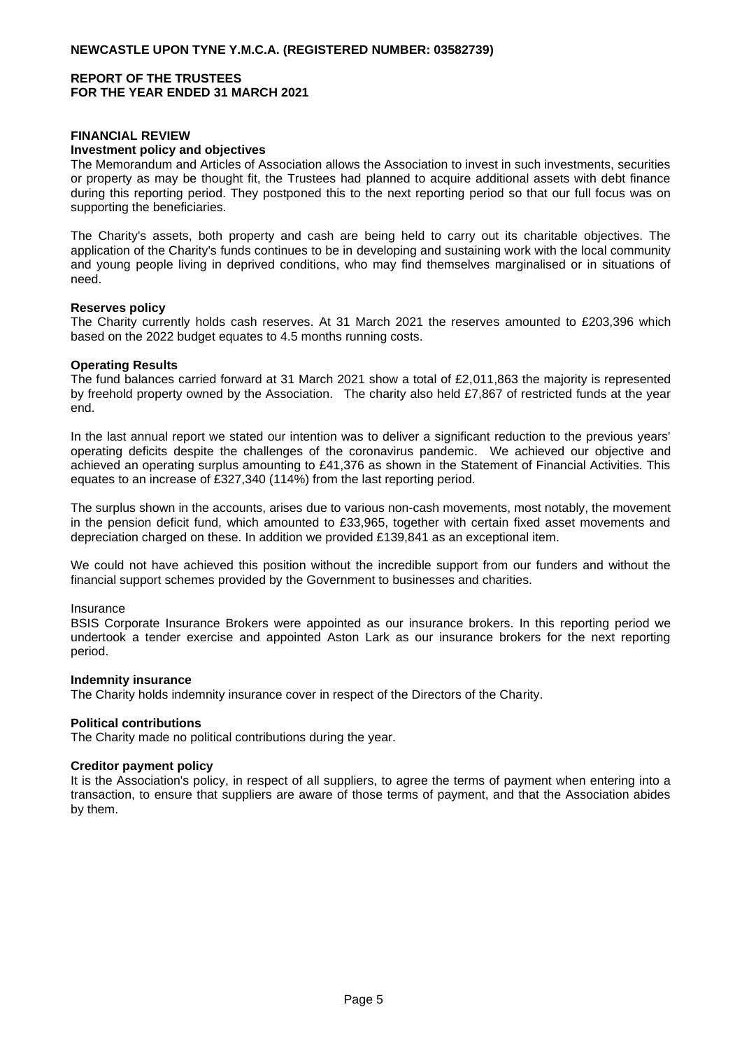**NEWCASTLE UPON TYNE Y.M.C.A. (REGISTERED NUMBER: 03582739)**

**REPORT OF THE TRUSTEES**
**FOR THE YEAR ENDED 31 MARCH 2021**

## FINANCIAL REVIEW

### Investment policy and objectives

The Memorandum and Articles of Association allows the Association to invest in such investments, securities or property as may be thought fit, the Trustees had planned to acquire additional assets with debt finance during this reporting period. They postponed this to the next reporting period so that our full focus was on supporting the beneficiaries.

The Charity's assets, both property and cash are being held to carry out its charitable objectives. The application of the Charity's funds continues to be in developing and sustaining work with the local community and young people living in deprived conditions, who may find themselves marginalised or in situations of need.

### Reserves policy

The Charity currently holds cash reserves. At 31 March 2021 the reserves amounted to £203,396 which based on the 2022 budget equates to 4.5 months running costs.

### Operating Results

The fund balances carried forward at 31 March 2021 show a total of £2,011,863 the majority is represented by freehold property owned by the Association. The charity also held £7,867 of restricted funds at the year end.

In the last annual report we stated our intention was to deliver a significant reduction to the previous years' operating deficits despite the challenges of the coronavirus pandemic. We achieved our objective and achieved an operating surplus amounting to £41,376 as shown in the Statement of Financial Activities. This equates to an increase of £327,340 (114%) from the last reporting period.

The surplus shown in the accounts, arises due to various non-cash movements, most notably, the movement in the pension deficit fund, which amounted to £33,965, together with certain fixed asset movements and depreciation charged on these. In addition we provided £139,841 as an exceptional item.

We could not have achieved this position without the incredible support from our funders and without the financial support schemes provided by the Government to businesses and charities.

Insurance

BSIS Corporate Insurance Brokers were appointed as our insurance brokers. In this reporting period we undertook a tender exercise and appointed Aston Lark as our insurance brokers for the next reporting period.

### Indemnity insurance

The Charity holds indemnity insurance cover in respect of the Directors of the Charity.

### Political contributions

The Charity made no political contributions during the year.

### Creditor payment policy

It is the Association's policy, in respect of all suppliers, to agree the terms of payment when entering into a transaction, to ensure that suppliers are aware of those terms of payment, and that the Association abides by them.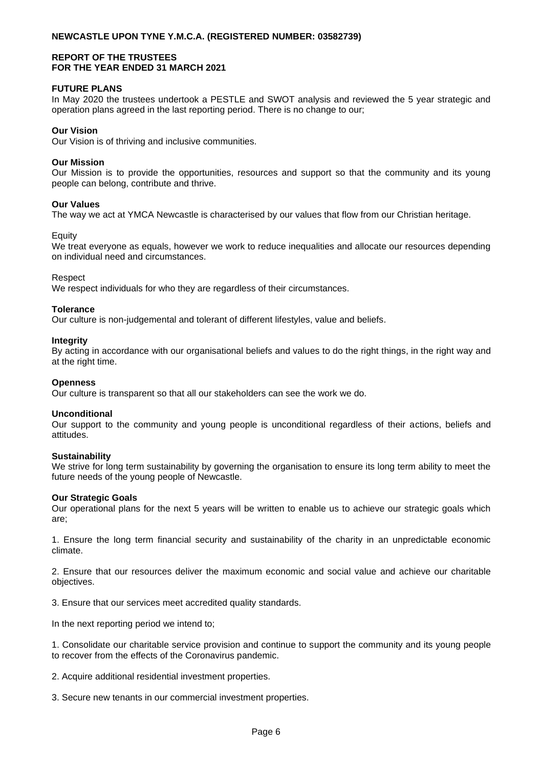**NEWCASTLE UPON TYNE Y.M.C.A. (REGISTERED NUMBER: 03582739)**

**REPORT OF THE TRUSTEES**
**FOR THE YEAR ENDED 31 MARCH 2021**

**FUTURE PLANS**
In May 2020 the trustees undertook a PESTLE and SWOT analysis and reviewed the 5 year strategic and operation plans agreed in the last reporting period. There is no change to our;

**Our Vision**
Our Vision is of thriving and inclusive communities.

**Our Mission**
Our Mission is to provide the opportunities, resources and support so that the community and its young people can belong, contribute and thrive.

**Our Values**
The way we act at YMCA Newcastle is characterised by our values that flow from our Christian heritage.

Equity
We treat everyone as equals, however we work to reduce inequalities and allocate our resources depending on individual need and circumstances.

Respect
We respect individuals for who they are regardless of their circumstances.

**Tolerance**
Our culture is non-judgemental and tolerant of different lifestyles, value and beliefs.

**Integrity**
By acting in accordance with our organisational beliefs and values to do the right things, in the right way and at the right time.

**Openness**
Our culture is transparent so that all our stakeholders can see the work we do.

**Unconditional**
Our support to the community and young people is unconditional regardless of their actions, beliefs and attitudes.

**Sustainability**
We strive for long term sustainability by governing the organisation to ensure its long term ability to meet the future needs of the young people of Newcastle.

**Our Strategic Goals**
Our operational plans for the next 5 years will be written to enable us to achieve our strategic goals which are;

1. Ensure the long term financial security and sustainability of the charity in an unpredictable economic climate.

2. Ensure that our resources deliver the maximum economic and social value and achieve our charitable objectives.

3. Ensure that our services meet accredited quality standards.

In the next reporting period we intend to;

1. Consolidate our charitable service provision and continue to support the community and its young people to recover from the effects of the Coronavirus pandemic.

2. Acquire additional residential investment properties.

3. Secure new tenants in our commercial investment properties.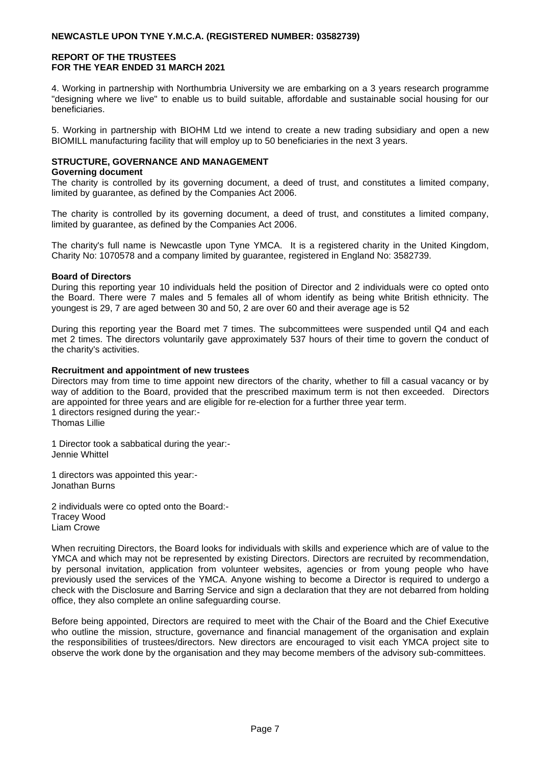4. Working in partnership with Northumbria University we are embarking on a 3 years research programme "designing where we live" to enable us to build suitable, affordable and sustainable social housing for our beneficiaries.

5. Working in partnership with BIOHM Ltd we intend to create a new trading subsidiary and open a new BIOMILL manufacturing facility that will employ up to 50 beneficiaries in the next 3 years.

## STRUCTURE, GOVERNANCE AND MANAGEMENT

### Governing document

The charity is controlled by its governing document, a deed of trust, and constitutes a limited company, limited by guarantee, as defined by the Companies Act 2006.

The charity is controlled by its governing document, a deed of trust, and constitutes a limited company, limited by guarantee, as defined by the Companies Act 2006.

The charity's full name is Newcastle upon Tyne YMCA. It is a registered charity in the United Kingdom, Charity No: 1070578 and a company limited by guarantee, registered in England No: 3582739.

### Board of Directors

During this reporting year 10 individuals held the position of Director and 2 individuals were co opted onto the Board. There were 7 males and 5 females all of whom identify as being white British ethnicity. The youngest is 29, 7 are aged between 30 and 50, 2 are over 60 and their average age is 52

During this reporting year the Board met 7 times. The subcommittees were suspended until Q4 and each met 2 times. The directors voluntarily gave approximately 537 hours of their time to govern the conduct of the charity's activities.

### Recruitment and appointment of new trustees

Directors may from time to time appoint new directors of the charity, whether to fill a casual vacancy or by way of addition to the Board, provided that the prescribed maximum term is not then exceeded. Directors are appointed for three years and are eligible for re-election for a further three year term.

1 directors resigned during the year:-
Thomas Lillie

1 Director took a sabbatical during the year:-
Jennie Whittel

1 directors was appointed this year:-
Jonathan Burns

2 individuals were co opted onto the Board:-
Tracey Wood
Liam Crowe

When recruiting Directors, the Board looks for individuals with skills and experience which are of value to the YMCA and which may not be represented by existing Directors. Directors are recruited by recommendation, by personal invitation, application from volunteer websites, agencies or from young people who have previously used the services of the YMCA. Anyone wishing to become a Director is required to undergo a check with the Disclosure and Barring Service and sign a declaration that they are not debarred from holding office, they also complete an online safeguarding course.

Before being appointed, Directors are required to meet with the Chair of the Board and the Chief Executive who outline the mission, structure, governance and financial management of the organisation and explain the responsibilities of trustees/directors. New directors are encouraged to visit each YMCA project site to observe the work done by the organisation and they may become members of the advisory sub-committees.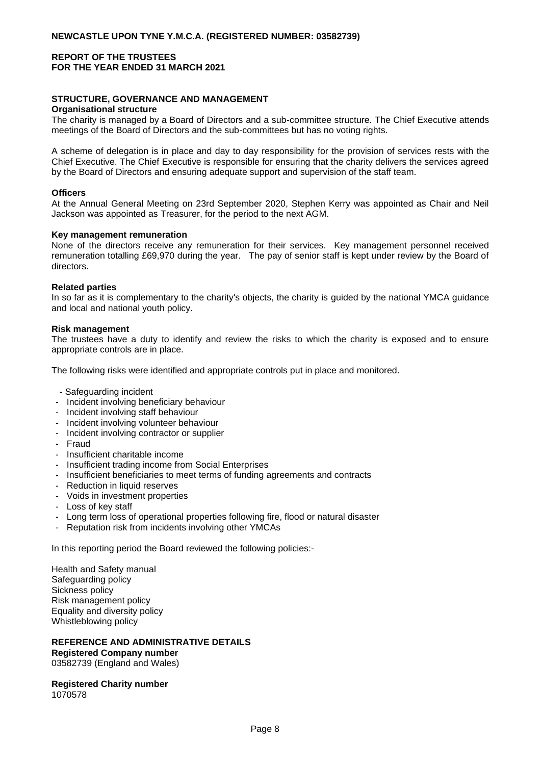## STRUCTURE, GOVERNANCE AND MANAGEMENT

### Organisational structure

The charity is managed by a Board of Directors and a sub-committee structure. The Chief Executive attends meetings of the Board of Directors and the sub-committees but has no voting rights.

A scheme of delegation is in place and day to day responsibility for the provision of services rests with the Chief Executive. The Chief Executive is responsible for ensuring that the charity delivers the services agreed by the Board of Directors and ensuring adequate support and supervision of the staff team.

### Officers

At the Annual General Meeting on 23rd September 2020, Stephen Kerry was appointed as Chair and Neil Jackson was appointed as Treasurer, for the period to the next AGM.

### Key management remuneration

None of the directors receive any remuneration for their services. Key management personnel received remuneration totalling £69,970 during the year. The pay of senior staff is kept under review by the Board of directors.

### Related parties

In so far as it is complementary to the charity's objects, the charity is guided by the national YMCA guidance and local and national youth policy.

### Risk management

The trustees have a duty to identify and review the risks to which the charity is exposed and to ensure appropriate controls are in place.

The following risks were identified and appropriate controls put in place and monitored.

- Safeguarding incident
- Incident involving beneficiary behaviour
- Incident involving staff behaviour
- Incident involving volunteer behaviour
- Incident involving contractor or supplier
- Fraud
- Insufficient charitable income
- Insufficient trading income from Social Enterprises
- Insufficient beneficiaries to meet terms of funding agreements and contracts
- Reduction in liquid reserves
- Voids in investment properties
- Loss of key staff
- Long term loss of operational properties following fire, flood or natural disaster
- Reputation risk from incidents involving other YMCAs

In this reporting period the Board reviewed the following policies:-

Health and Safety manual
Safeguarding policy
Sickness policy
Risk management policy
Equality and diversity policy
Whistleblowing policy

## REFERENCE AND ADMINISTRATIVE DETAILS

**Registered Company number**
03582739 (England and Wales)

**Registered Charity number**
1070578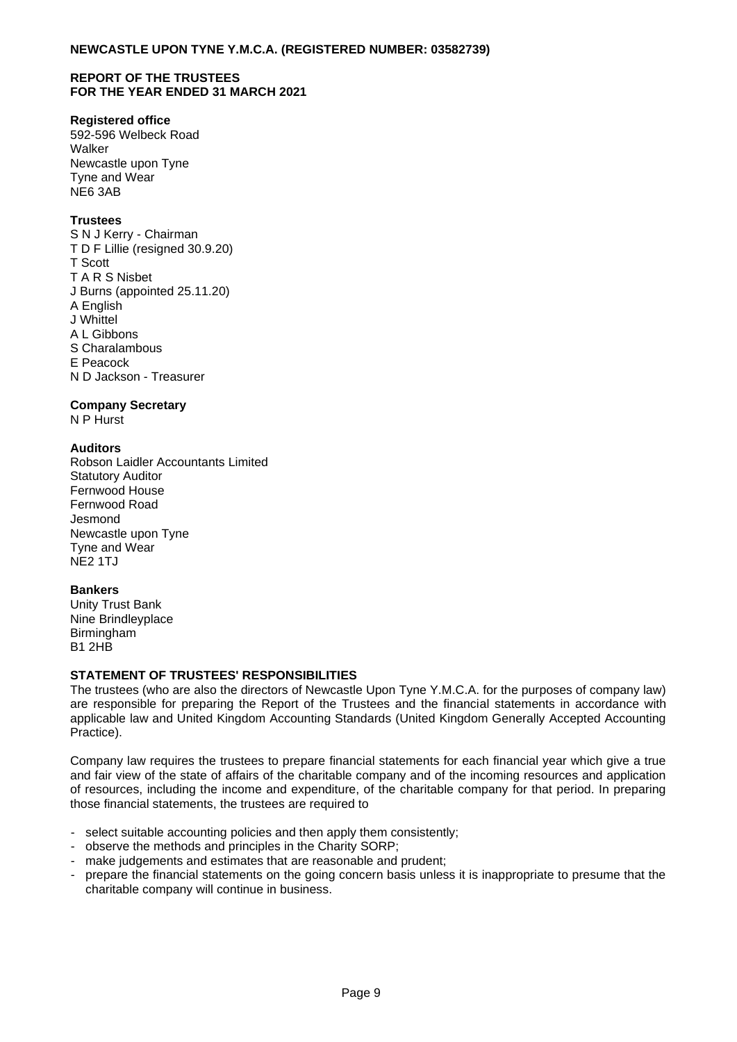**NEWCASTLE UPON TYNE Y.M.C.A. (REGISTERED NUMBER: 03582739)**

**REPORT OF THE TRUSTEES**
**FOR THE YEAR ENDED 31 MARCH 2021**

**Registered office**
592-596 Welbeck Road
Walker
Newcastle upon Tyne
Tyne and Wear
NE6 3AB

**Trustees**
S N J Kerry - Chairman
T D F Lillie (resigned 30.9.20)
T Scott
T A R S Nisbet
J Burns (appointed 25.11.20)
A English
J Whittel
A L Gibbons
S Charalambous
E Peacock
N D Jackson - Treasurer

**Company Secretary**
N P Hurst

**Auditors**
Robson Laidler Accountants Limited
Statutory Auditor
Fernwood House
Fernwood Road
Jesmond
Newcastle upon Tyne
Tyne and Wear
NE2 1TJ

**Bankers**
Unity Trust Bank
Nine Brindleyplace
Birmingham
B1 2HB

**STATEMENT OF TRUSTEES' RESPONSIBILITIES**

The trustees (who are also the directors of Newcastle Upon Tyne Y.M.C.A. for the purposes of company law) are responsible for preparing the Report of the Trustees and the financial statements in accordance with applicable law and United Kingdom Accounting Standards (United Kingdom Generally Accepted Accounting Practice).

Company law requires the trustees to prepare financial statements for each financial year which give a true and fair view of the state of affairs of the charitable company and of the incoming resources and application of resources, including the income and expenditure, of the charitable company for that period. In preparing those financial statements, the trustees are required to

- select suitable accounting policies and then apply them consistently;
- observe the methods and principles in the Charity SORP;
- make judgements and estimates that are reasonable and prudent;
- prepare the financial statements on the going concern basis unless it is inappropriate to presume that the charitable company will continue in business.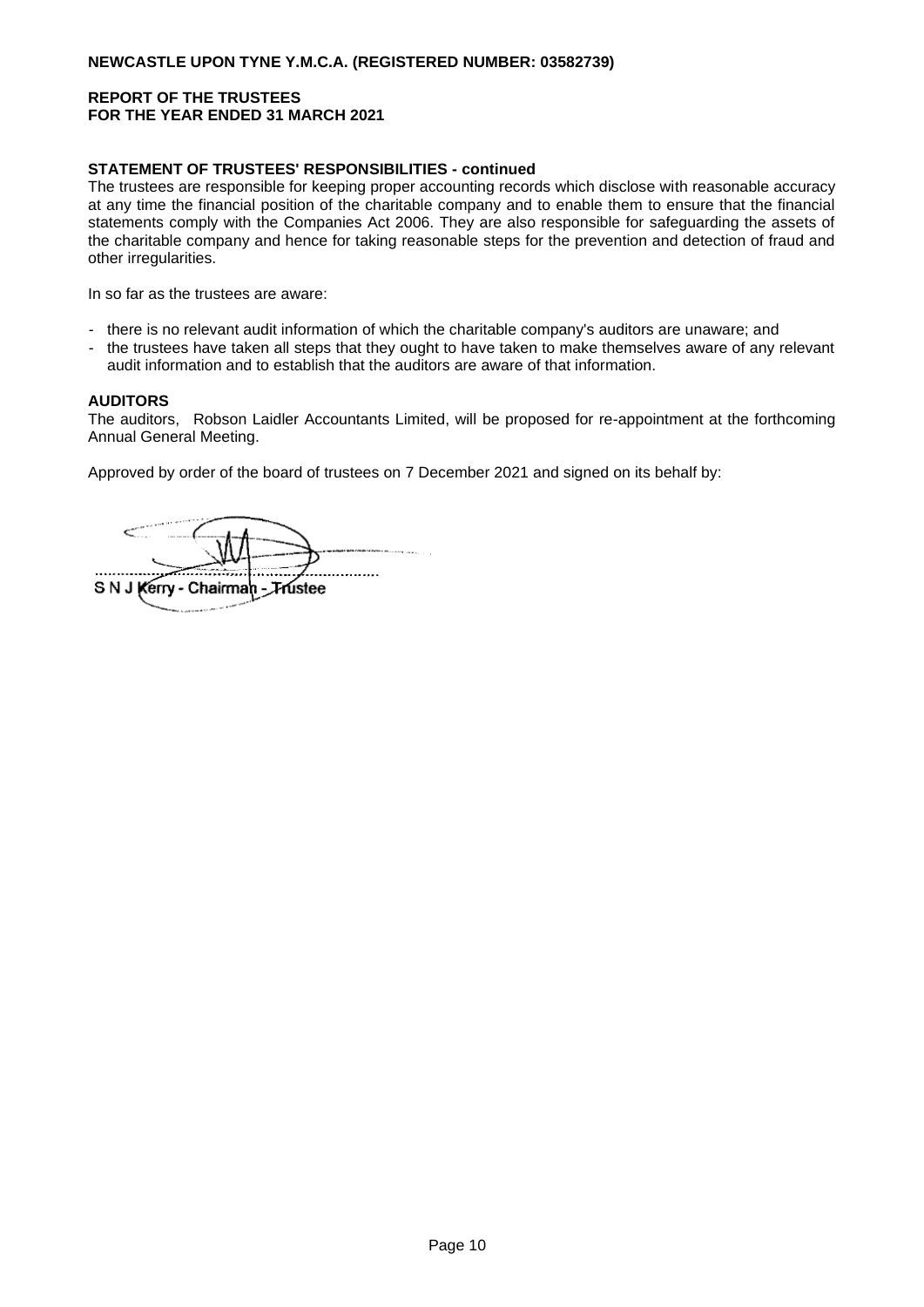**NEWCASTLE UPON TYNE Y.M.C.A. (REGISTERED NUMBER: 03582739)**

**REPORT OF THE TRUSTEES**
**FOR THE YEAR ENDED 31 MARCH 2021**

### STATEMENT OF TRUSTEES' RESPONSIBILITIES - continued

The trustees are responsible for keeping proper accounting records which disclose with reasonable accuracy at any time the financial position of the charitable company and to enable them to ensure that the financial statements comply with the Companies Act 2006. They are also responsible for safeguarding the assets of the charitable company and hence for taking reasonable steps for the prevention and detection of fraud and other irregularities.

In so far as the trustees are aware:

- there is no relevant audit information of which the charitable company's auditors are unaware; and
- the trustees have taken all steps that they ought to have taken to make themselves aware of any relevant audit information and to establish that the auditors are aware of that information.

### AUDITORS

The auditors, Robson Laidler Accountants Limited, will be proposed for re-appointment at the forthcoming Annual General Meeting.

Approved by order of the board of trustees on 7 December 2021 and signed on its behalf by:

........................................................................

S N J Kerry - Chairman - Trustee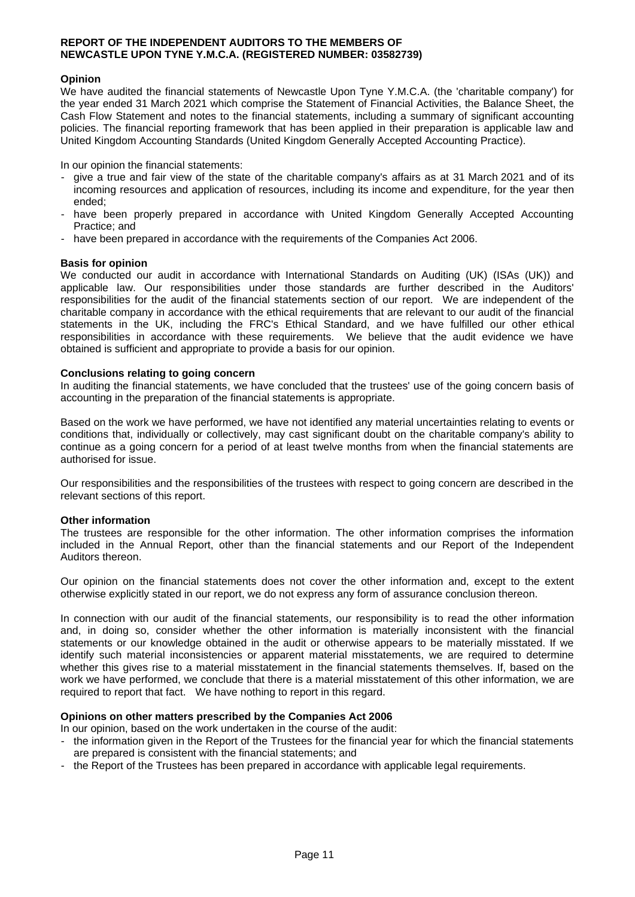# REPORT OF THE INDEPENDENT AUDITORS TO THE MEMBERS OF NEWCASTLE UPON TYNE Y.M.C.A. (REGISTERED NUMBER: 03582739)

## Opinion

We have audited the financial statements of Newcastle Upon Tyne Y.M.C.A. (the 'charitable company') for the year ended 31 March 2021 which comprise the Statement of Financial Activities, the Balance Sheet, the Cash Flow Statement and notes to the financial statements, including a summary of significant accounting policies. The financial reporting framework that has been applied in their preparation is applicable law and United Kingdom Accounting Standards (United Kingdom Generally Accepted Accounting Practice).

In our opinion the financial statements:

- give a true and fair view of the state of the charitable company's affairs as at 31 March 2021 and of its incoming resources and application of resources, including its income and expenditure, for the year then ended;
- have been properly prepared in accordance with United Kingdom Generally Accepted Accounting Practice; and
- have been prepared in accordance with the requirements of the Companies Act 2006.

## Basis for opinion

We conducted our audit in accordance with International Standards on Auditing (UK) (ISAs (UK)) and applicable law. Our responsibilities under those standards are further described in the Auditors' responsibilities for the audit of the financial statements section of our report. We are independent of the charitable company in accordance with the ethical requirements that are relevant to our audit of the financial statements in the UK, including the FRC's Ethical Standard, and we have fulfilled our other ethical responsibilities in accordance with these requirements. We believe that the audit evidence we have obtained is sufficient and appropriate to provide a basis for our opinion.

## Conclusions relating to going concern

In auditing the financial statements, we have concluded that the trustees' use of the going concern basis of accounting in the preparation of the financial statements is appropriate.

Based on the work we have performed, we have not identified any material uncertainties relating to events or conditions that, individually or collectively, may cast significant doubt on the charitable company's ability to continue as a going concern for a period of at least twelve months from when the financial statements are authorised for issue.

Our responsibilities and the responsibilities of the trustees with respect to going concern are described in the relevant sections of this report.

## Other information

The trustees are responsible for the other information. The other information comprises the information included in the Annual Report, other than the financial statements and our Report of the Independent Auditors thereon.

Our opinion on the financial statements does not cover the other information and, except to the extent otherwise explicitly stated in our report, we do not express any form of assurance conclusion thereon.

In connection with our audit of the financial statements, our responsibility is to read the other information and, in doing so, consider whether the other information is materially inconsistent with the financial statements or our knowledge obtained in the audit or otherwise appears to be materially misstated. If we identify such material inconsistencies or apparent material misstatements, we are required to determine whether this gives rise to a material misstatement in the financial statements themselves. If, based on the work we have performed, we conclude that there is a material misstatement of this other information, we are required to report that fact. We have nothing to report in this regard.

## Opinions on other matters prescribed by the Companies Act 2006

In our opinion, based on the work undertaken in the course of the audit:

- the information given in the Report of the Trustees for the financial year for which the financial statements are prepared is consistent with the financial statements; and
- the Report of the Trustees has been prepared in accordance with applicable legal requirements.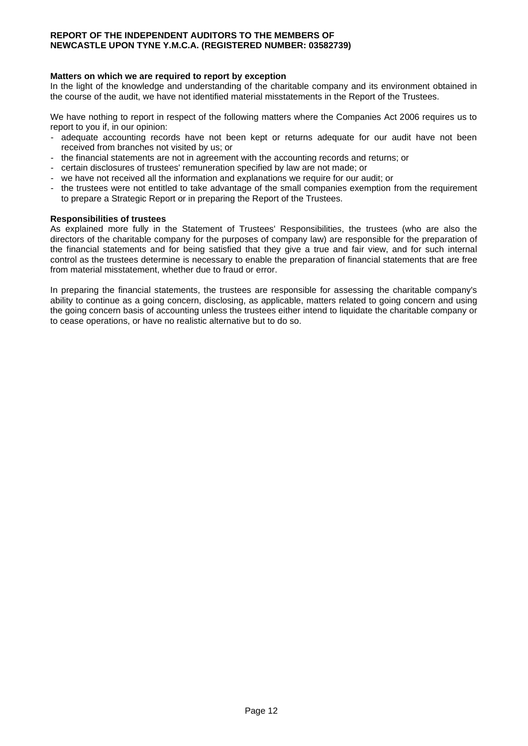**REPORT OF THE INDEPENDENT AUDITORS TO THE MEMBERS OF NEWCASTLE UPON TYNE Y.M.C.A. (REGISTERED NUMBER: 03582739)**

**Matters on which we are required to report by exception**

In the light of the knowledge and understanding of the charitable company and its environment obtained in the course of the audit, we have not identified material misstatements in the Report of the Trustees.

We have nothing to report in respect of the following matters where the Companies Act 2006 requires us to report to you if, in our opinion:

- adequate accounting records have not been kept or returns adequate for our audit have not been received from branches not visited by us; or
- the financial statements are not in agreement with the accounting records and returns; or
- certain disclosures of trustees' remuneration specified by law are not made; or
- we have not received all the information and explanations we require for our audit; or
- the trustees were not entitled to take advantage of the small companies exemption from the requirement to prepare a Strategic Report or in preparing the Report of the Trustees.

**Responsibilities of trustees**

As explained more fully in the Statement of Trustees' Responsibilities, the trustees (who are also the directors of the charitable company for the purposes of company law) are responsible for the preparation of the financial statements and for being satisfied that they give a true and fair view, and for such internal control as the trustees determine is necessary to enable the preparation of financial statements that are free from material misstatement, whether due to fraud or error.

In preparing the financial statements, the trustees are responsible for assessing the charitable company's ability to continue as a going concern, disclosing, as applicable, matters related to going concern and using the going concern basis of accounting unless the trustees either intend to liquidate the charitable company or to cease operations, or have no realistic alternative but to do so.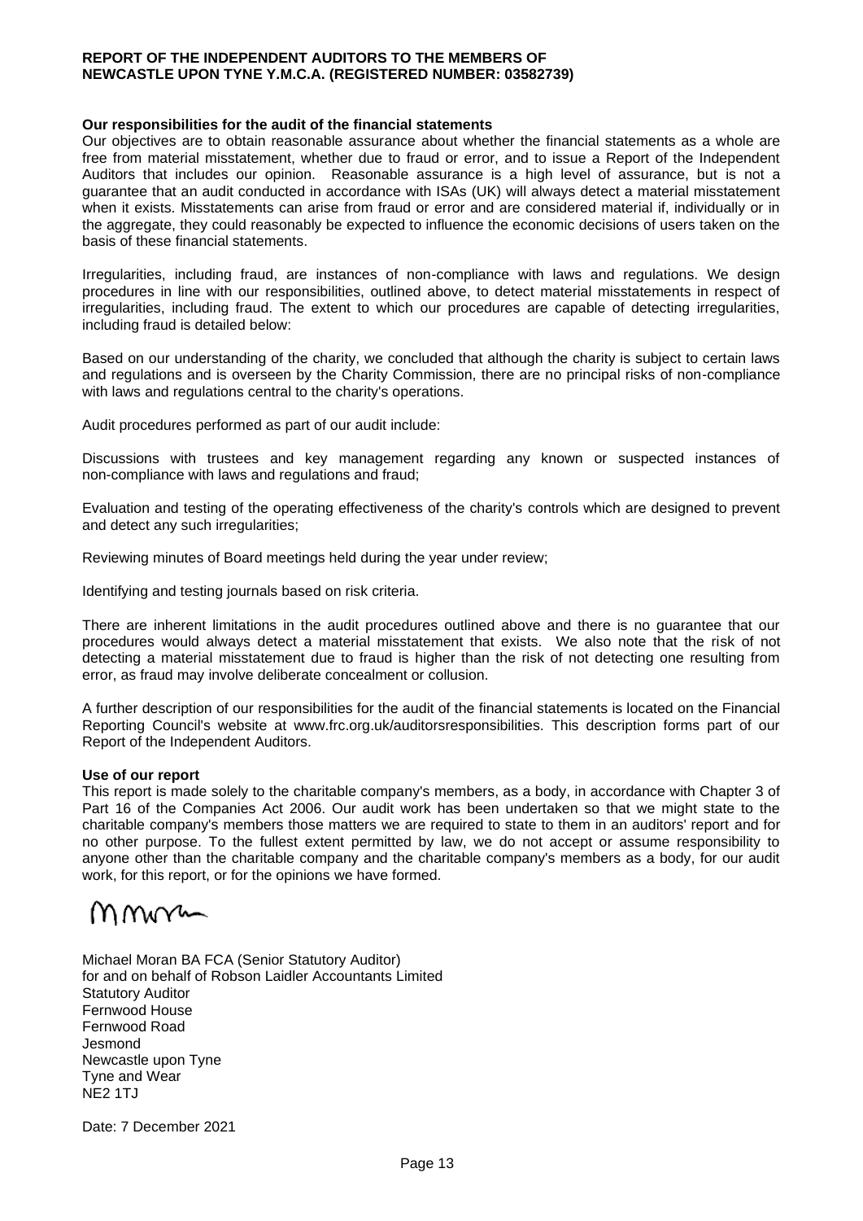**REPORT OF THE INDEPENDENT AUDITORS TO THE MEMBERS OF NEWCASTLE UPON TYNE Y.M.C.A. (REGISTERED NUMBER: 03582739)**

**Our responsibilities for the audit of the financial statements**

Our objectives are to obtain reasonable assurance about whether the financial statements as a whole are free from material misstatement, whether due to fraud or error, and to issue a Report of the Independent Auditors that includes our opinion. Reasonable assurance is a high level of assurance, but is not a guarantee that an audit conducted in accordance with ISAs (UK) will always detect a material misstatement when it exists. Misstatements can arise from fraud or error and are considered material if, individually or in the aggregate, they could reasonably be expected to influence the economic decisions of users taken on the basis of these financial statements.

Irregularities, including fraud, are instances of non-compliance with laws and regulations. We design procedures in line with our responsibilities, outlined above, to detect material misstatements in respect of irregularities, including fraud. The extent to which our procedures are capable of detecting irregularities, including fraud is detailed below:

Based on our understanding of the charity, we concluded that although the charity is subject to certain laws and regulations and is overseen by the Charity Commission, there are no principal risks of non-compliance with laws and regulations central to the charity's operations.

Audit procedures performed as part of our audit include:

Discussions with trustees and key management regarding any known or suspected instances of non-compliance with laws and regulations and fraud;

Evaluation and testing of the operating effectiveness of the charity's controls which are designed to prevent and detect any such irregularities;

Reviewing minutes of Board meetings held during the year under review;

Identifying and testing journals based on risk criteria.

There are inherent limitations in the audit procedures outlined above and there is no guarantee that our procedures would always detect a material misstatement that exists. We also note that the risk of not detecting a material misstatement due to fraud is higher than the risk of not detecting one resulting from error, as fraud may involve deliberate concealment or collusion.

A further description of our responsibilities for the audit of the financial statements is located on the Financial Reporting Council's website at www.frc.org.uk/auditorsresponsibilities. This description forms part of our Report of the Independent Auditors.

**Use of our report**

This report is made solely to the charitable company's members, as a body, in accordance with Chapter 3 of Part 16 of the Companies Act 2006. Our audit work has been undertaken so that we might state to the charitable company's members those matters we are required to state to them in an auditors' report and for no other purpose. To the fullest extent permitted by law, we do not accept or assume responsibility to anyone other than the charitable company and the charitable company's members as a body, for our audit work, for this report, or for the opinions we have formed.

Michael Moran BA FCA (Senior Statutory Auditor)
for and on behalf of Robson Laidler Accountants Limited
Statutory Auditor
Fernwood House
Fernwood Road
Jesmond
Newcastle upon Tyne
Tyne and Wear
NE2 1TJ

Date: 7 December 2021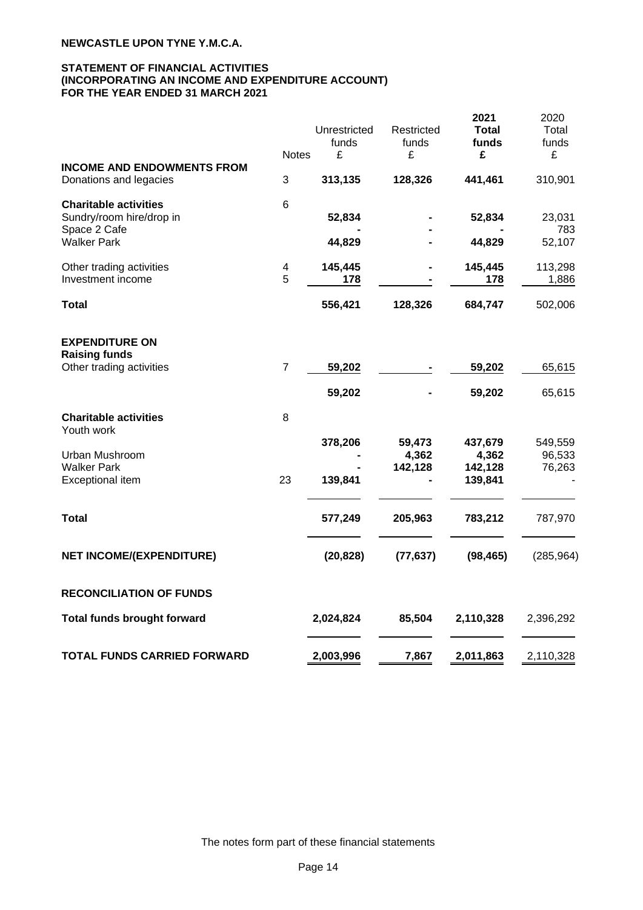**NEWCASTLE UPON TYNE Y.M.C.A.**

**STATEMENT OF FINANCIAL ACTIVITIES**
**(INCORPORATING AN INCOME AND EXPENDITURE ACCOUNT)**
**FOR THE YEAR ENDED 31 MARCH 2021**

| | Notes | Unrestricted funds £ | Restricted funds £ | **2021 Total funds £** | 2020 Total funds £ |
|---|---|---|---|---|---|
| **INCOME AND ENDOWMENTS FROM** | | | | | |
| Donations and legacies | 3 | **313,135** | **128,326** | **441,461** | 310,901 |
| **Charitable activities** | 6 | | | | |
| Sundry/room hire/drop in | | **52,834** | **-** | **52,834** | 23,031 |
| Space 2 Cafe | | **-** | **-** | **-** | 783 |
| Walker Park | | **44,829** | **-** | **44,829** | 52,107 |
| Other trading activities | 4 | **145,445** | **-** | **145,445** | 113,298 |
| Investment income | 5 | **178** | **-** | **178** | 1,886 |
| **Total** | | **556,421** | **128,326** | **684,747** | 502,006 |
| **EXPENDITURE ON** | | | | | |
| **Raising funds** | | | | | |
| Other trading activities | 7 | **59,202** | **-** | **59,202** | 65,615 |
| | | **59,202** | **-** | **59,202** | 65,615 |
| **Charitable activities** | 8 | | | | |
| Youth work | | **378,206** | **59,473** | **437,679** | 549,559 |
| Urban Mushroom | | **-** | **4,362** | **4,362** | 96,533 |
| Walker Park | | **-** | **142,128** | **142,128** | 76,263 |
| Exceptional item | 23 | **139,841** | **-** | **139,841** | - |
| **Total** | | **577,249** | **205,963** | **783,212** | 787,970 |
| **NET INCOME/(EXPENDITURE)** | | **(20,828)** | **(77,637)** | **(98,465)** | (285,964) |
| **RECONCILIATION OF FUNDS** | | | | | |
| **Total funds brought forward** | | **2,024,824** | **85,504** | **2,110,328** | 2,396,292 |
| **TOTAL FUNDS CARRIED FORWARD** | | **2,003,996** | **7,867** | **2,011,863** | 2,110,328 |

The notes form part of these financial statements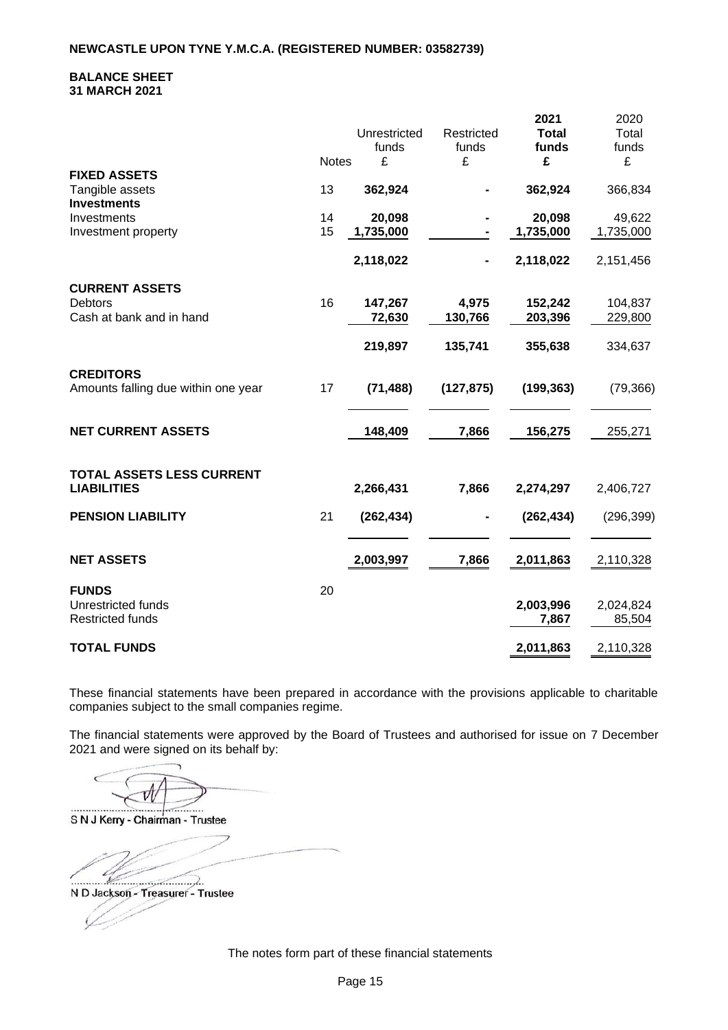**NEWCASTLE UPON TYNE Y.M.C.A. (REGISTERED NUMBER: 03582739)**

**BALANCE SHEET**
**31 MARCH 2021**

| | Notes | Unrestricted funds £ | Restricted funds £ | **2021 Total funds £** | 2020 Total funds £ |
|---|---|---|---|---|---|
| **FIXED ASSETS** | | | | | |
| Tangible assets | 13 | **362,924** | **-** | **362,924** | 366,834 |
| **Investments** | | | | | |
| Investments | 14 | **20,098** | **-** | **20,098** | 49,622 |
| Investment property | 15 | **1,735,000** | **-** | **1,735,000** | 1,735,000 |
| | | **2,118,022** | **-** | **2,118,022** | 2,151,456 |
| **CURRENT ASSETS** | | | | | |
| Debtors | 16 | **147,267** | **4,975** | **152,242** | 104,837 |
| Cash at bank and in hand | | **72,630** | **130,766** | **203,396** | 229,800 |
| | | **219,897** | **135,741** | **355,638** | 334,637 |
| **CREDITORS** | | | | | |
| Amounts falling due within one year | 17 | **(71,488)** | **(127,875)** | **(199,363)** | (79,366) |
| **NET CURRENT ASSETS** | | **148,409** | **7,866** | **156,275** | 255,271 |
| **TOTAL ASSETS LESS CURRENT LIABILITIES** | | **2,266,431** | **7,866** | **2,274,297** | 2,406,727 |
| **PENSION LIABILITY** | 21 | **(262,434)** | **-** | **(262,434)** | (296,399) |
| **NET ASSETS** | | **2,003,997** | **7,866** | **2,011,863** | 2,110,328 |
| **FUNDS** | 20 | | | | |
| Unrestricted funds | | | | **2,003,996** | 2,024,824 |
| Restricted funds | | | | **7,867** | 85,504 |
| **TOTAL FUNDS** | | | | **2,011,863** | 2,110,328 |

These financial statements have been prepared in accordance with the provisions applicable to charitable companies subject to the small companies regime.

The financial statements were approved by the Board of Trustees and authorised for issue on 7 December 2021 and were signed on its behalf by:

.............................................
S N J Kerry - Chairman - Trustee

.............................................
N D Jackson - Treasurer - Trustee

The notes form part of these financial statements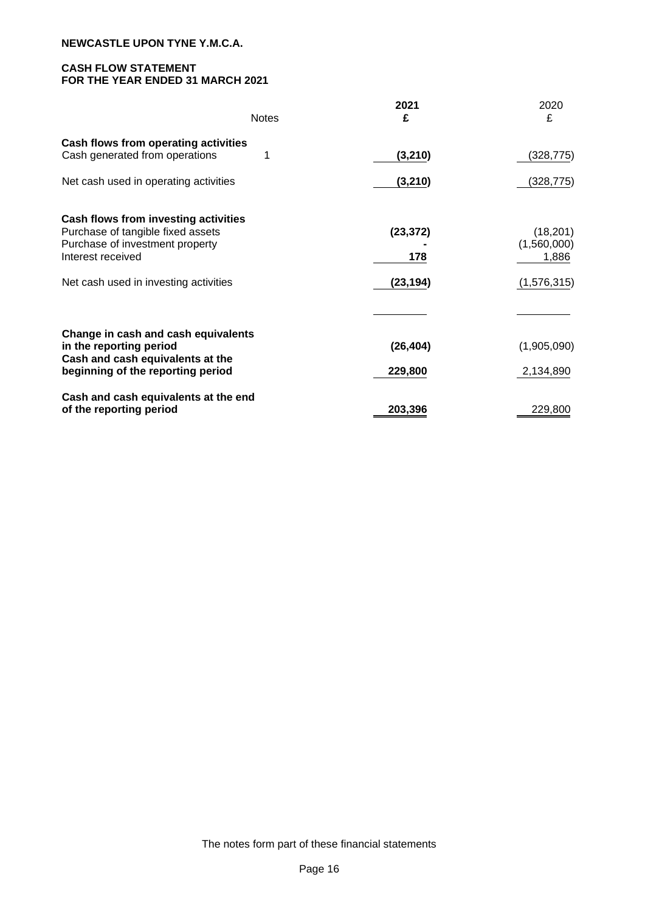**NEWCASTLE UPON TYNE Y.M.C.A.**

## CASH FLOW STATEMENT
## FOR THE YEAR ENDED 31 MARCH 2021

| | Notes | 2021 £ | 2020 £ |
|---|---|---|---|
| **Cash flows from operating activities** | | | |
| Cash generated from operations | 1 | **(3,210)** | (328,775) |
| Net cash used in operating activities | | **(3,210)** | (328,775) |
| **Cash flows from investing activities** | | | |
| Purchase of tangible fixed assets | | **(23,372)** | (18,201) |
| Purchase of investment property | | **-** | (1,560,000) |
| Interest received | | **178** | 1,886 |
| Net cash used in investing activities | | **(23,194)** | (1,576,315) |
| **Change in cash and cash equivalents in the reporting period** | | **(26,404)** | (1,905,090) |
| **Cash and cash equivalents at the beginning of the reporting period** | | **229,800** | 2,134,890 |
| **Cash and cash equivalents at the end of the reporting period** | | **203,396** | 229,800 |

The notes form part of these financial statements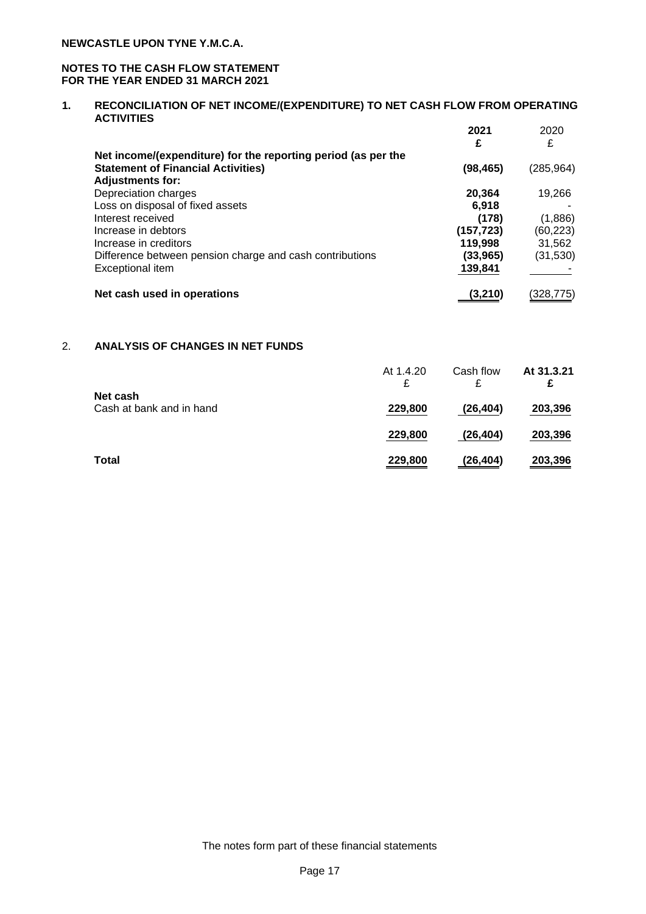**NEWCASTLE UPON TYNE Y.M.C.A.**

**NOTES TO THE CASH FLOW STATEMENT**
**FOR THE YEAR ENDED 31 MARCH 2021**

## 1. RECONCILIATION OF NET INCOME/(EXPENDITURE) TO NET CASH FLOW FROM OPERATING ACTIVITIES

| | 2021 £ | 2020 £ |
|---|---|---|
| **Net income/(expenditure) for the reporting period (as per the Statement of Financial Activities)** | **(98,465)** | (285,964) |
| **Adjustments for:** | | |
| Depreciation charges | **20,364** | 19,266 |
| Loss on disposal of fixed assets | **6,918** | - |
| Interest received | **(178)** | (1,886) |
| Increase in debtors | **(157,723)** | (60,223) |
| Increase in creditors | **119,998** | 31,562 |
| Difference between pension charge and cash contributions | **(33,965)** | (31,530) |
| Exceptional item | **139,841** | - |
| **Net cash used in operations** | **(3,210)** | (328,775) |

## 2. ANALYSIS OF CHANGES IN NET FUNDS

| | At 1.4.20 £ | Cash flow £ | At 31.3.21 £ |
|---|---|---|---|
| **Net cash** | | | |
| Cash at bank and in hand | **229,800** | **(26,404)** | **203,396** |
| | **229,800** | **(26,404)** | **203,396** |
| **Total** | **229,800** | **(26,404)** | **203,396** |

The notes form part of these financial statements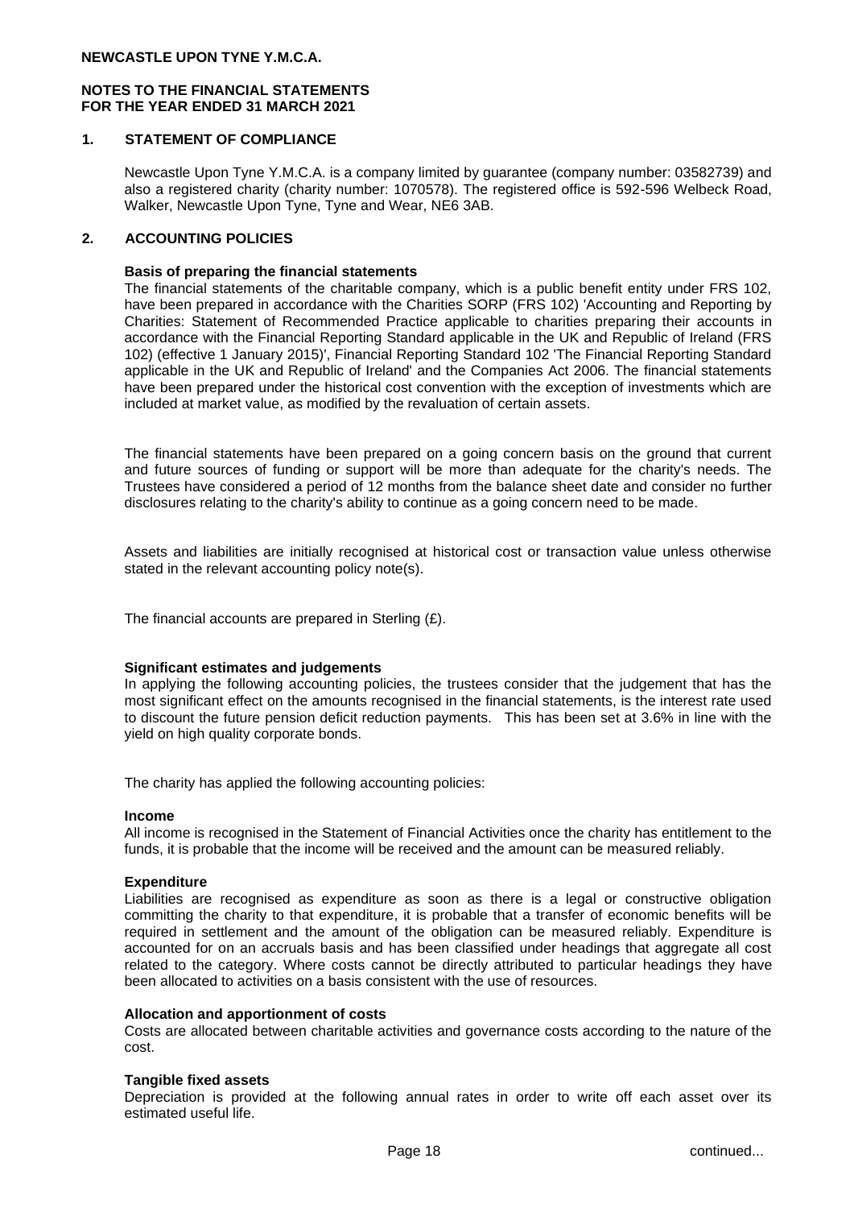**NEWCASTLE UPON TYNE Y.M.C.A.**

**NOTES TO THE FINANCIAL STATEMENTS**
**FOR THE YEAR ENDED 31 MARCH 2021**

## 1. STATEMENT OF COMPLIANCE

Newcastle Upon Tyne Y.M.C.A. is a company limited by guarantee (company number: 03582739) and also a registered charity (charity number: 1070578). The registered office is 592-596 Welbeck Road, Walker, Newcastle Upon Tyne, Tyne and Wear, NE6 3AB.

## 2. ACCOUNTING POLICIES

**Basis of preparing the financial statements**

The financial statements of the charitable company, which is a public benefit entity under FRS 102, have been prepared in accordance with the Charities SORP (FRS 102) 'Accounting and Reporting by Charities: Statement of Recommended Practice applicable to charities preparing their accounts in accordance with the Financial Reporting Standard applicable in the UK and Republic of Ireland (FRS 102) (effective 1 January 2015)', Financial Reporting Standard 102 'The Financial Reporting Standard applicable in the UK and Republic of Ireland' and the Companies Act 2006. The financial statements have been prepared under the historical cost convention with the exception of investments which are included at market value, as modified by the revaluation of certain assets.

The financial statements have been prepared on a going concern basis on the ground that current and future sources of funding or support will be more than adequate for the charity's needs. The Trustees have considered a period of 12 months from the balance sheet date and consider no further disclosures relating to the charity's ability to continue as a going concern need to be made.

Assets and liabilities are initially recognised at historical cost or transaction value unless otherwise stated in the relevant accounting policy note(s).

The financial accounts are prepared in Sterling (£).

**Significant estimates and judgements**

In applying the following accounting policies, the trustees consider that the judgement that has the most significant effect on the amounts recognised in the financial statements, is the interest rate used to discount the future pension deficit reduction payments. This has been set at 3.6% in line with the yield on high quality corporate bonds.

The charity has applied the following accounting policies:

**Income**

All income is recognised in the Statement of Financial Activities once the charity has entitlement to the funds, it is probable that the income will be received and the amount can be measured reliably.

**Expenditure**

Liabilities are recognised as expenditure as soon as there is a legal or constructive obligation committing the charity to that expenditure, it is probable that a transfer of economic benefits will be required in settlement and the amount of the obligation can be measured reliably. Expenditure is accounted for on an accruals basis and has been classified under headings that aggregate all cost related to the category. Where costs cannot be directly attributed to particular headings they have been allocated to activities on a basis consistent with the use of resources.

**Allocation and apportionment of costs**

Costs are allocated between charitable activities and governance costs according to the nature of the cost.

**Tangible fixed assets**

Depreciation is provided at the following annual rates in order to write off each asset over its estimated useful life.

continued...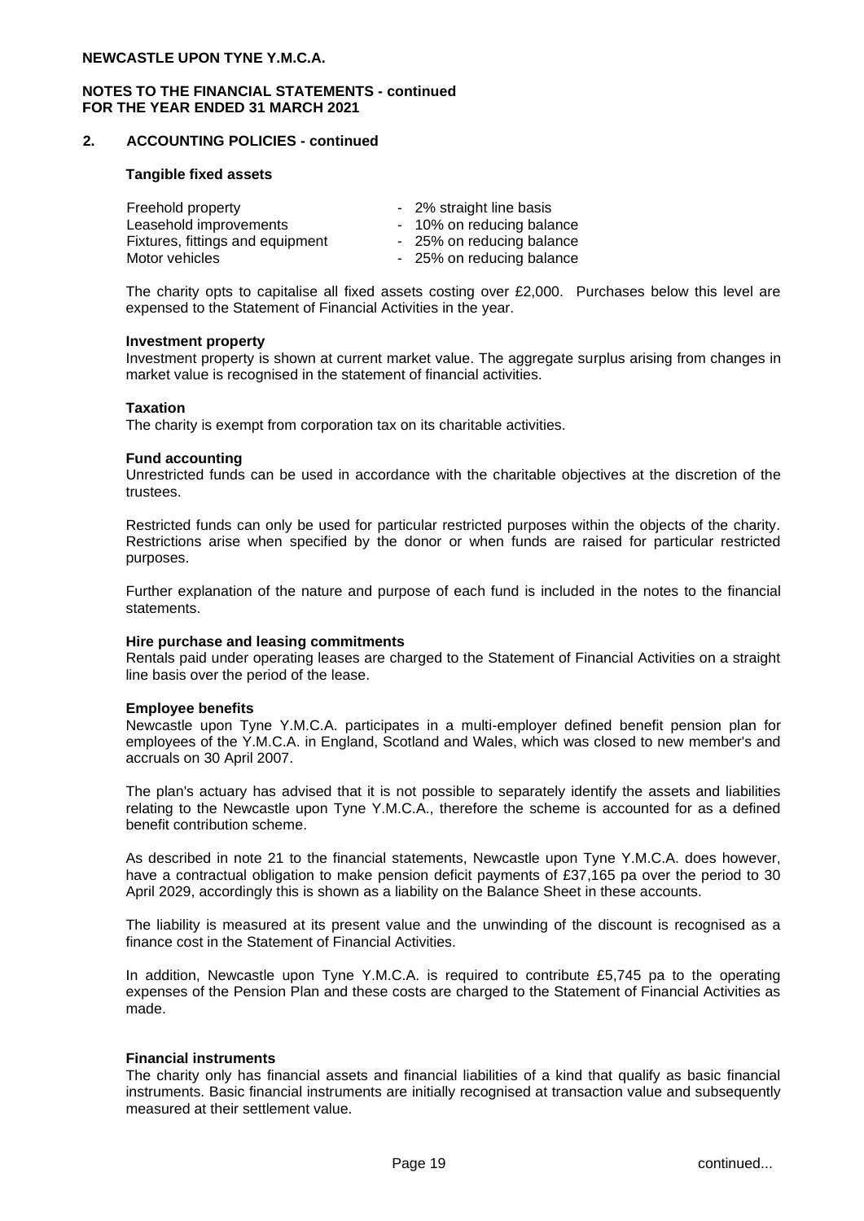**NEWCASTLE UPON TYNE Y.M.C.A.**

**NOTES TO THE FINANCIAL STATEMENTS - continued**
**FOR THE YEAR ENDED 31 MARCH 2021**

## 2. ACCOUNTING POLICIES - continued

### Tangible fixed assets

| | |
|---|---|
| Freehold property | - 2% straight line basis |
| Leasehold improvements | - 10% on reducing balance |
| Fixtures, fittings and equipment | - 25% on reducing balance |
| Motor vehicles | - 25% on reducing balance |

The charity opts to capitalise all fixed assets costing over £2,000. Purchases below this level are expensed to the Statement of Financial Activities in the year.

### Investment property

Investment property is shown at current market value. The aggregate surplus arising from changes in market value is recognised in the statement of financial activities.

### Taxation

The charity is exempt from corporation tax on its charitable activities.

### Fund accounting

Unrestricted funds can be used in accordance with the charitable objectives at the discretion of the trustees.

Restricted funds can only be used for particular restricted purposes within the objects of the charity. Restrictions arise when specified by the donor or when funds are raised for particular restricted purposes.

Further explanation of the nature and purpose of each fund is included in the notes to the financial statements.

### Hire purchase and leasing commitments

Rentals paid under operating leases are charged to the Statement of Financial Activities on a straight line basis over the period of the lease.

### Employee benefits

Newcastle upon Tyne Y.M.C.A. participates in a multi-employer defined benefit pension plan for employees of the Y.M.C.A. in England, Scotland and Wales, which was closed to new member's and accruals on 30 April 2007.

The plan's actuary has advised that it is not possible to separately identify the assets and liabilities relating to the Newcastle upon Tyne Y.M.C.A., therefore the scheme is accounted for as a defined benefit contribution scheme.

As described in note 21 to the financial statements, Newcastle upon Tyne Y.M.C.A. does however, have a contractual obligation to make pension deficit payments of £37,165 pa over the period to 30 April 2029, accordingly this is shown as a liability on the Balance Sheet in these accounts.

The liability is measured at its present value and the unwinding of the discount is recognised as a finance cost in the Statement of Financial Activities.

In addition, Newcastle upon Tyne Y.M.C.A. is required to contribute £5,745 pa to the operating expenses of the Pension Plan and these costs are charged to the Statement of Financial Activities as made.

### Financial instruments

The charity only has financial assets and financial liabilities of a kind that qualify as basic financial instruments. Basic financial instruments are initially recognised at transaction value and subsequently measured at their settlement value.

continued...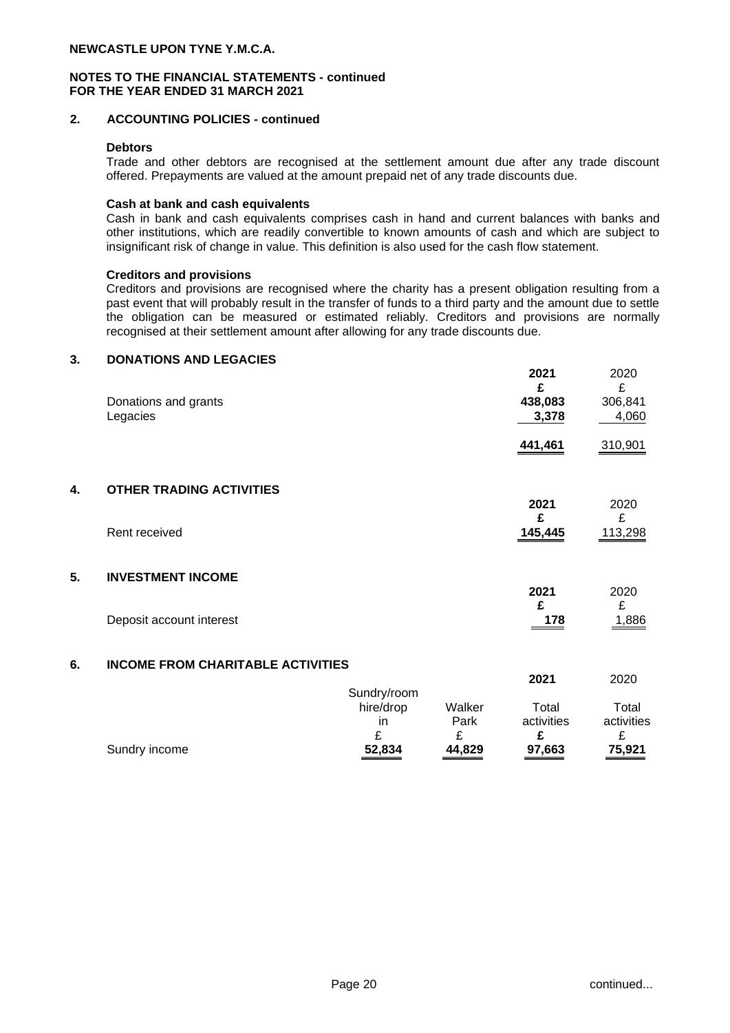**NEWCASTLE UPON TYNE Y.M.C.A.**

**NOTES TO THE FINANCIAL STATEMENTS - continued**
**FOR THE YEAR ENDED 31 MARCH 2021**

## 2. ACCOUNTING POLICIES - continued

**Debtors**

Trade and other debtors are recognised at the settlement amount due after any trade discount offered. Prepayments are valued at the amount prepaid net of any trade discounts due.

**Cash at bank and cash equivalents**

Cash in bank and cash equivalents comprises cash in hand and current balances with banks and other institutions, which are readily convertible to known amounts of cash and which are subject to insignificant risk of change in value. This definition is also used for the cash flow statement.

**Creditors and provisions**

Creditors and provisions are recognised where the charity has a present obligation resulting from a past event that will probably result in the transfer of funds to a third party and the amount due to settle the obligation can be measured or estimated reliably. Creditors and provisions are normally recognised at their settlement amount after allowing for any trade discounts due.

## 3. DONATIONS AND LEGACIES

| | **2021** | 2020 |
|---|---|---|
| | **£** | £ |
| Donations and grants | **438,083** | 306,841 |
| Legacies | **3,378** | 4,060 |
| | **441,461** | 310,901 |

## 4. OTHER TRADING ACTIVITIES

| | **2021** | 2020 |
|---|---|---|
| | **£** | £ |
| Rent received | **145,445** | 113,298 |

## 5. INVESTMENT INCOME

| | **2021** | 2020 |
|---|---|---|
| | **£** | £ |
| Deposit account interest | **178** | 1,886 |

## 6. INCOME FROM CHARITABLE ACTIVITIES

| | | | **2021** | 2020 |
|---|---|---|---|---|
| | Sundry/room hire/drop in | Walker Park | Total activities | Total activities |
| | £ | £ | **£** | £ |
| Sundry income | **52,834** | **44,829** | **97,663** | **75,921** |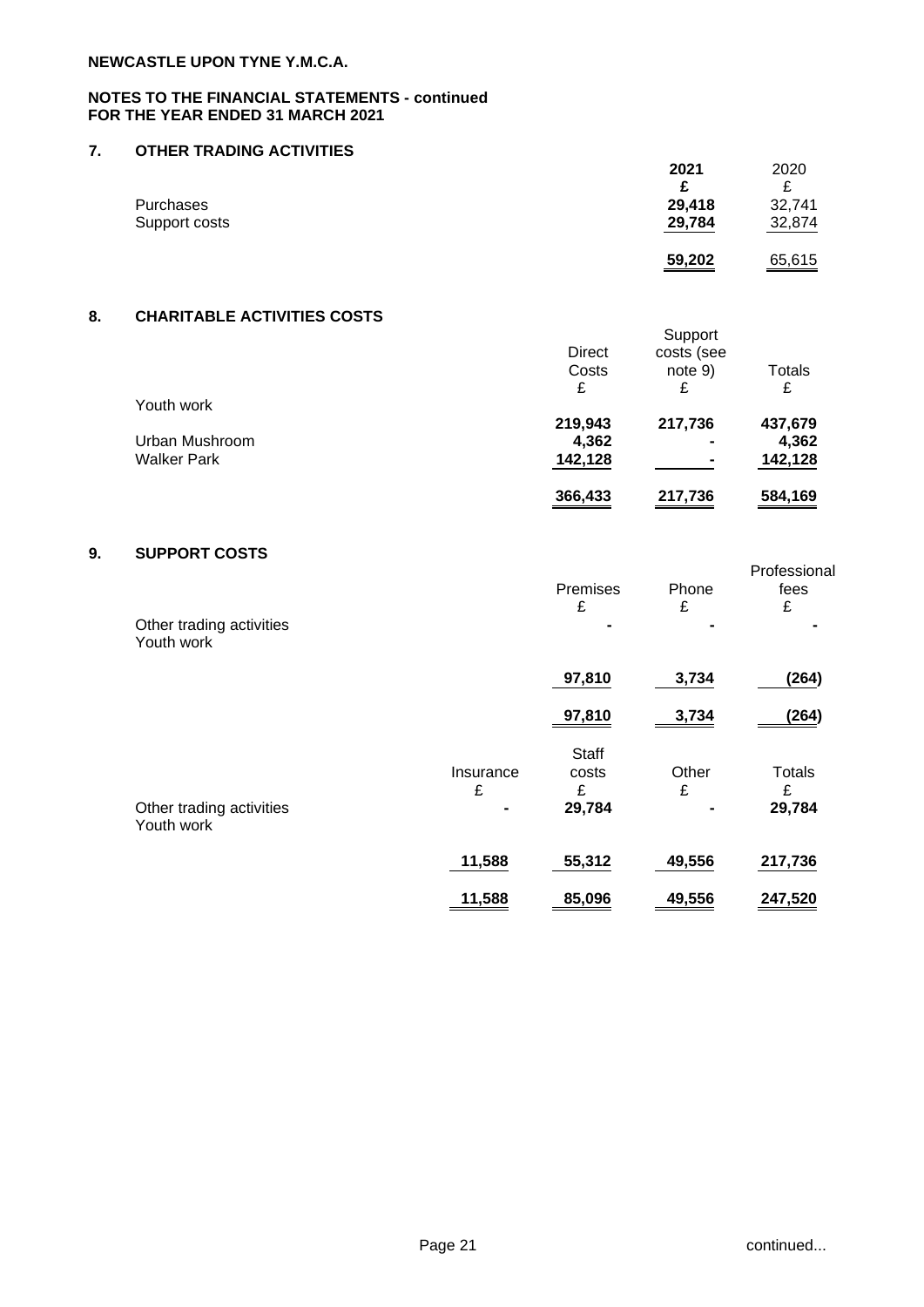**NEWCASTLE UPON TYNE Y.M.C.A.**

**NOTES TO THE FINANCIAL STATEMENTS - continued**
**FOR THE YEAR ENDED 31 MARCH 2021**

## 7. OTHER TRADING ACTIVITIES

| | 2021 | 2020 |
|---|---|---|
| | £ | £ |
| Purchases | 29,418 | 32,741 |
| Support costs | 29,784 | 32,874 |
| | 59,202 | 65,615 |

## 8. CHARITABLE ACTIVITIES COSTS

| | Direct Costs | Support costs (see note 9) | Totals |
|---|---|---|---|
| | £ | £ | £ |
| Youth work | 219,943 | 217,736 | 437,679 |
| Urban Mushroom | 4,362 | - | 4,362 |
| Walker Park | 142,128 | - | 142,128 |
| | 366,433 | 217,736 | 584,169 |

## 9. SUPPORT COSTS

| | Premises | Phone | Professional fees |
|---|---|---|---|
| | £ | £ | £ |
| Other trading activities | - | - | - |
| Youth work | 97,810 | 3,734 | (264) |
| | 97,810 | 3,734 | (264) |

| | Insurance | Staff costs | Other | Totals |
|---|---|---|---|---|
| | £ | £ | £ | £ |
| Other trading activities | - | 29,784 | - | 29,784 |
| Youth work | 11,588 | 55,312 | 49,556 | 217,736 |
| | 11,588 | 85,096 | 49,556 | 247,520 |

continued...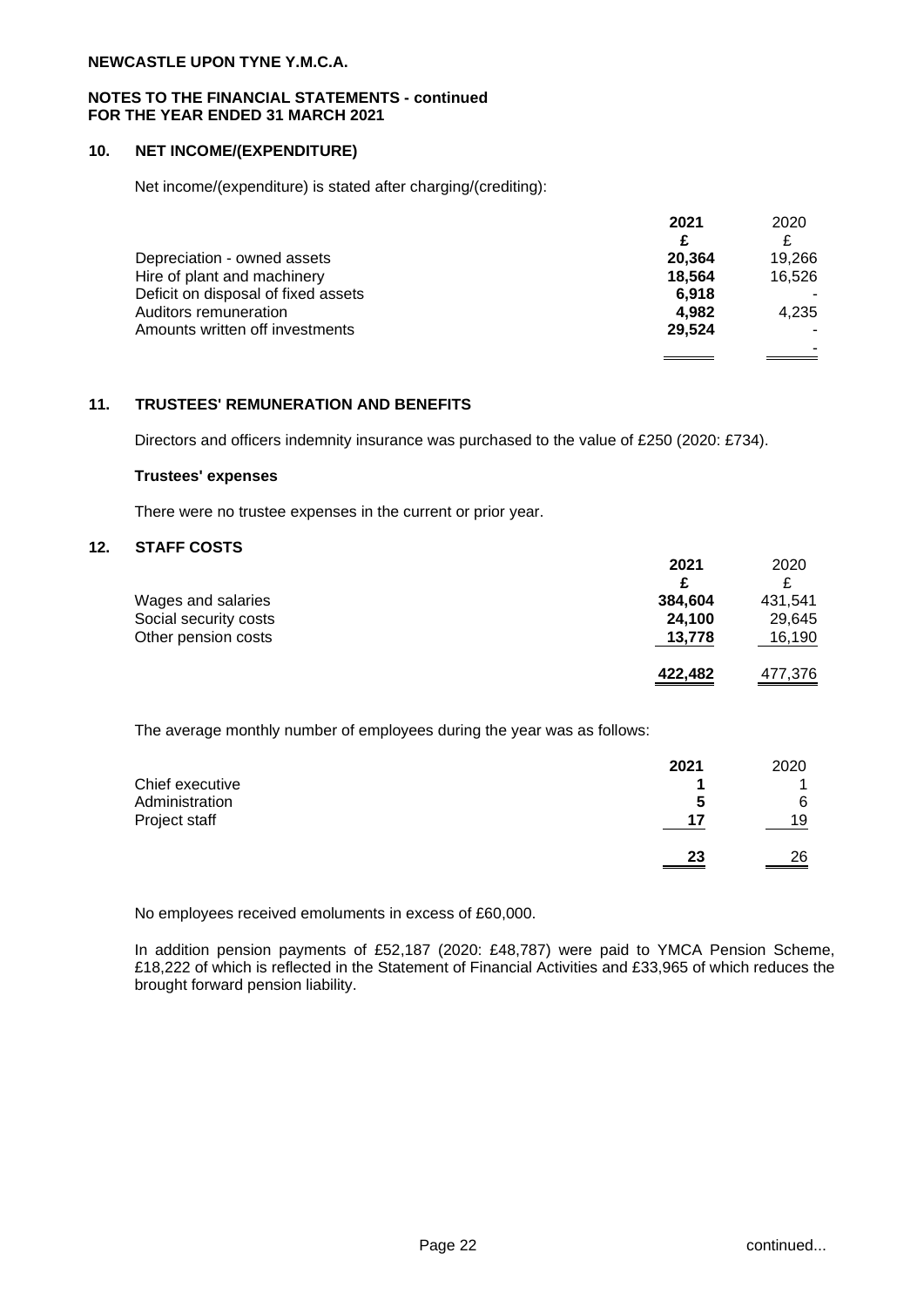**NEWCASTLE UPON TYNE Y.M.C.A.**

**NOTES TO THE FINANCIAL STATEMENTS - continued**
**FOR THE YEAR ENDED 31 MARCH 2021**

## 10. NET INCOME/(EXPENDITURE)

Net income/(expenditure) is stated after charging/(crediting):

| | 2021 | 2020 |
|---|---|---|
| | £ | £ |
| Depreciation - owned assets | 20,364 | 19,266 |
| Hire of plant and machinery | 18,564 | 16,526 |
| Deficit on disposal of fixed assets | 6,918 | - |
| Auditors remuneration | 4,982 | 4,235 |
| Amounts written off investments | 29,524 | - |
| | | - |

## 11. TRUSTEES' REMUNERATION AND BENEFITS

Directors and officers indemnity insurance was purchased to the value of £250 (2020: £734).

**Trustees' expenses**

There were no trustee expenses in the current or prior year.

## 12. STAFF COSTS

| | 2021 | 2020 |
|---|---|---|
| | £ | £ |
| Wages and salaries | 384,604 | 431,541 |
| Social security costs | 24,100 | 29,645 |
| Other pension costs | 13,778 | 16,190 |
| | 422,482 | 477,376 |

The average monthly number of employees during the year was as follows:

| | 2021 | 2020 |
|---|---|---|
| Chief executive | 1 | 1 |
| Administration | 5 | 6 |
| Project staff | 17 | 19 |
| | 23 | 26 |

No employees received emoluments in excess of £60,000.

In addition pension payments of £52,187 (2020: £48,787) were paid to YMCA Pension Scheme, £18,222 of which is reflected in the Statement of Financial Activities and £33,965 of which reduces the brought forward pension liability.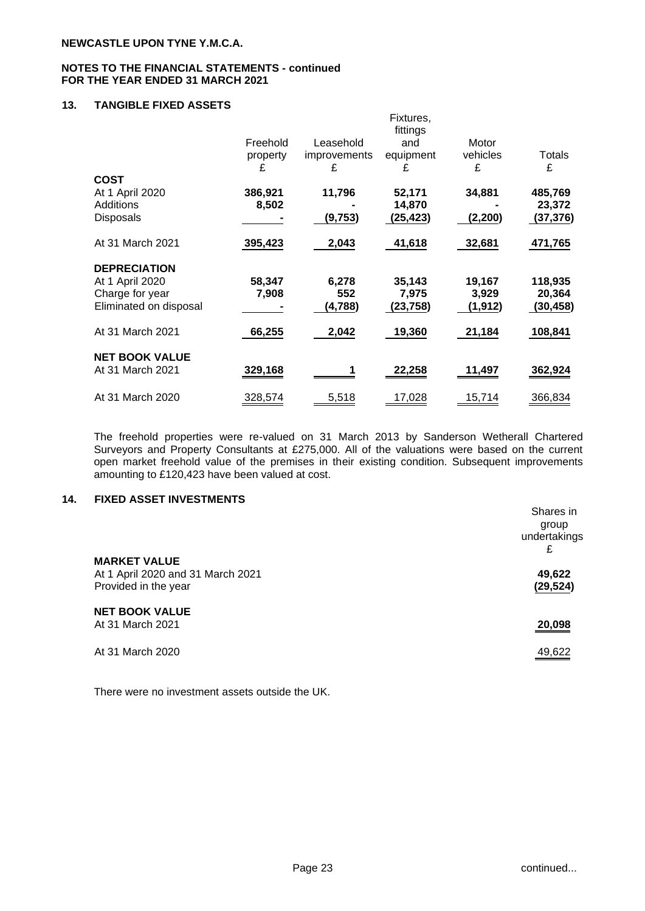**NEWCASTLE UPON TYNE Y.M.C.A.**

**NOTES TO THE FINANCIAL STATEMENTS - continued**
**FOR THE YEAR ENDED 31 MARCH 2021**

## 13. TANGIBLE FIXED ASSETS

| | Freehold property £ | Leasehold improvements £ | Fixtures, fittings and equipment £ | Motor vehicles £ | Totals £ |
|---|---|---|---|---|---|
| **COST** | | | | | |
| At 1 April 2020 | **386,921** | **11,796** | **52,171** | **34,881** | **485,769** |
| Additions | **8,502** | **-** | **14,870** | **-** | **23,372** |
| Disposals | **-** | **(9,753)** | **(25,423)** | **(2,200)** | **(37,376)** |
| At 31 March 2021 | **395,423** | **2,043** | **41,618** | **32,681** | **471,765** |
| **DEPRECIATION** | | | | | |
| At 1 April 2020 | **58,347** | **6,278** | **35,143** | **19,167** | **118,935** |
| Charge for year | **7,908** | **552** | **7,975** | **3,929** | **20,364** |
| Eliminated on disposal | **-** | **(4,788)** | **(23,758)** | **(1,912)** | **(30,458)** |
| At 31 March 2021 | **66,255** | **2,042** | **19,360** | **21,184** | **108,841** |
| **NET BOOK VALUE** | | | | | |
| At 31 March 2021 | **329,168** | **1** | **22,258** | **11,497** | **362,924** |
| At 31 March 2020 | 328,574 | 5,518 | 17,028 | 15,714 | 366,834 |

The freehold properties were re-valued on 31 March 2013 by Sanderson Wetherall Chartered Surveyors and Property Consultants at £275,000. All of the valuations were based on the current open market freehold value of the premises in their existing condition. Subsequent improvements amounting to £120,423 have been valued at cost.

## 14. FIXED ASSET INVESTMENTS

| | Shares in group undertakings £ |
|---|---|
| **MARKET VALUE** | |
| At 1 April 2020 and 31 March 2021 | **49,622** |
| Provided in the year | **(29,524)** |
| **NET BOOK VALUE** | |
| At 31 March 2021 | **20,098** |
| At 31 March 2020 | 49,622 |

There were no investment assets outside the UK.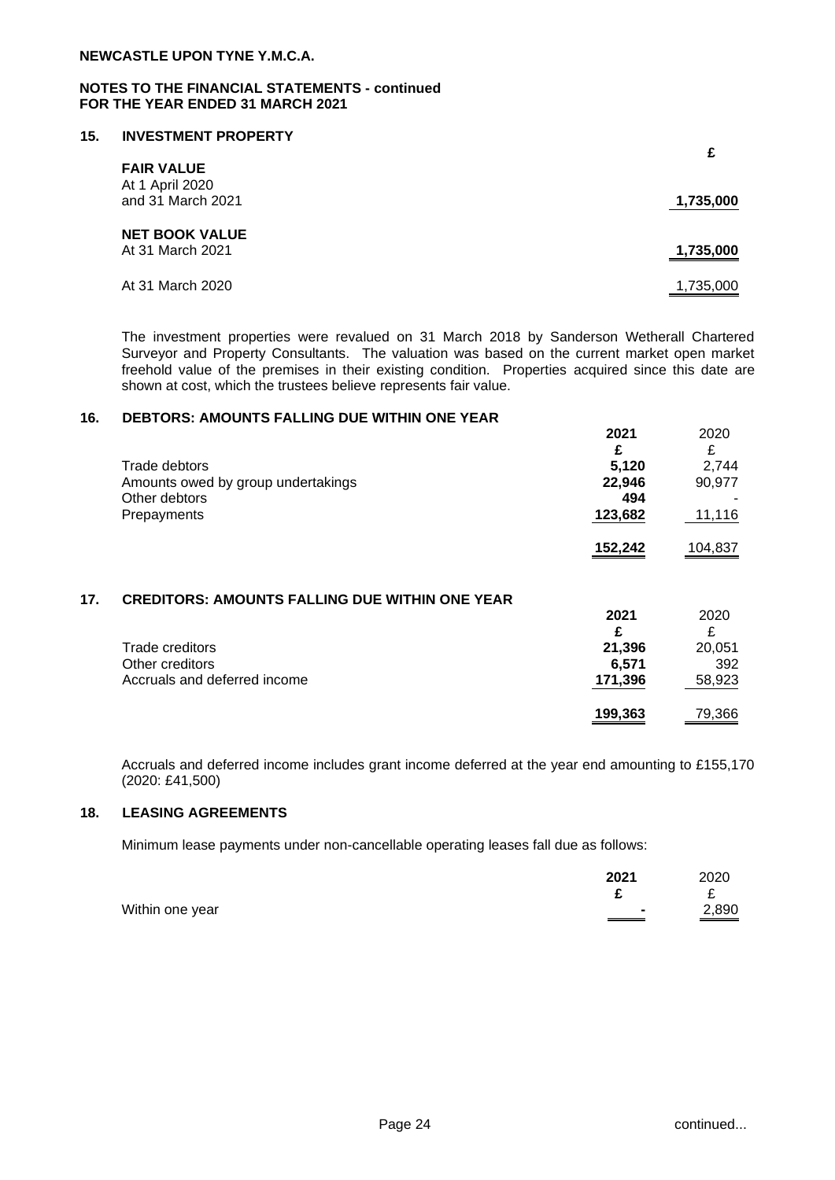**NEWCASTLE UPON TYNE Y.M.C.A.**

**NOTES TO THE FINANCIAL STATEMENTS - continued**
**FOR THE YEAR ENDED 31 MARCH 2021**

## 15. INVESTMENT PROPERTY

| | £ |
|---|---|
| **FAIR VALUE** | |
| At 1 April 2020 and 31 March 2021 | **1,735,000** |
| **NET BOOK VALUE** | |
| At 31 March 2021 | **1,735,000** |
| At 31 March 2020 | 1,735,000 |

The investment properties were revalued on 31 March 2018 by Sanderson Wetherall Chartered Surveyor and Property Consultants. The valuation was based on the current market open market freehold value of the premises in their existing condition. Properties acquired since this date are shown at cost, which the trustees believe represents fair value.

## 16. DEBTORS: AMOUNTS FALLING DUE WITHIN ONE YEAR

| | 2021 | 2020 |
|---|---|---|
| | £ | £ |
| Trade debtors | **5,120** | 2,744 |
| Amounts owed by group undertakings | **22,946** | 90,977 |
| Other debtors | **494** | - |
| Prepayments | **123,682** | 11,116 |
| | **152,242** | 104,837 |

## 17. CREDITORS: AMOUNTS FALLING DUE WITHIN ONE YEAR

| | 2021 | 2020 |
|---|---|---|
| | £ | £ |
| Trade creditors | **21,396** | 20,051 |
| Other creditors | **6,571** | 392 |
| Accruals and deferred income | **171,396** | 58,923 |
| | **199,363** | 79,366 |

Accruals and deferred income includes grant income deferred at the year end amounting to £155,170 (2020: £41,500)

## 18. LEASING AGREEMENTS

Minimum lease payments under non-cancellable operating leases fall due as follows:

| | 2021 | 2020 |
|---|---|---|
| | £ | £ |
| Within one year | **-** | 2,890 |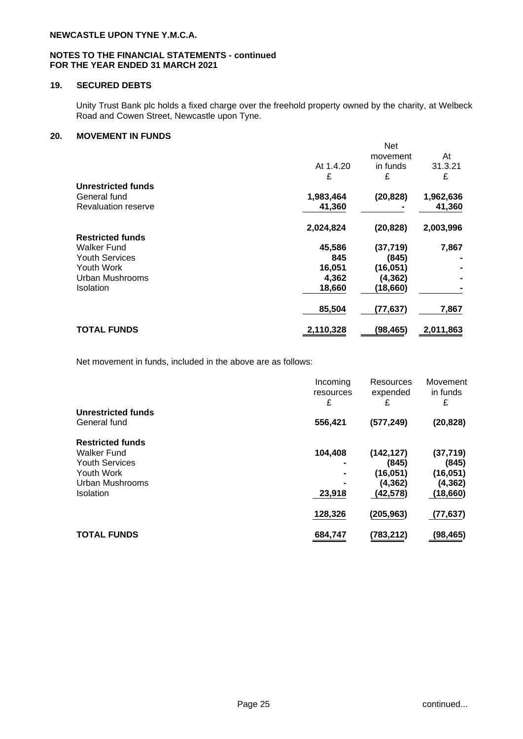**NEWCASTLE UPON TYNE Y.M.C.A.**

**NOTES TO THE FINANCIAL STATEMENTS - continued**
**FOR THE YEAR ENDED 31 MARCH 2021**

## 19. SECURED DEBTS

Unity Trust Bank plc holds a fixed charge over the freehold property owned by the charity, at Welbeck Road and Cowen Street, Newcastle upon Tyne.

## 20. MOVEMENT IN FUNDS

| | At 1.4.20 | Net movement in funds | At 31.3.21 |
|---|---|---|---|
| | £ | £ | £ |
| **Unrestricted funds** | | | |
| General fund | 1,983,464 | (20,828) | 1,962,636 |
| Revaluation reserve | 41,360 | - | 41,360 |
| | 2,024,824 | (20,828) | 2,003,996 |
| **Restricted funds** | | | |
| Walker Fund | 45,586 | (37,719) | 7,867 |
| Youth Services | 845 | (845) | - |
| Youth Work | 16,051 | (16,051) | - |
| Urban Mushrooms | 4,362 | (4,362) | - |
| Isolation | 18,660 | (18,660) | - |
| | 85,504 | (77,637) | 7,867 |
| **TOTAL FUNDS** | 2,110,328 | (98,465) | 2,011,863 |

Net movement in funds, included in the above are as follows:

| | Incoming resources | Resources expended | Movement in funds |
|---|---|---|---|
| | £ | £ | £ |
| **Unrestricted funds** | | | |
| General fund | 556,421 | (577,249) | (20,828) |
| **Restricted funds** | | | |
| Walker Fund | 104,408 | (142,127) | (37,719) |
| Youth Services | - | (845) | (845) |
| Youth Work | - | (16,051) | (16,051) |
| Urban Mushrooms | - | (4,362) | (4,362) |
| Isolation | 23,918 | (42,578) | (18,660) |
| | 128,326 | (205,963) | (77,637) |
| **TOTAL FUNDS** | 684,747 | (783,212) | (98,465) |

continued...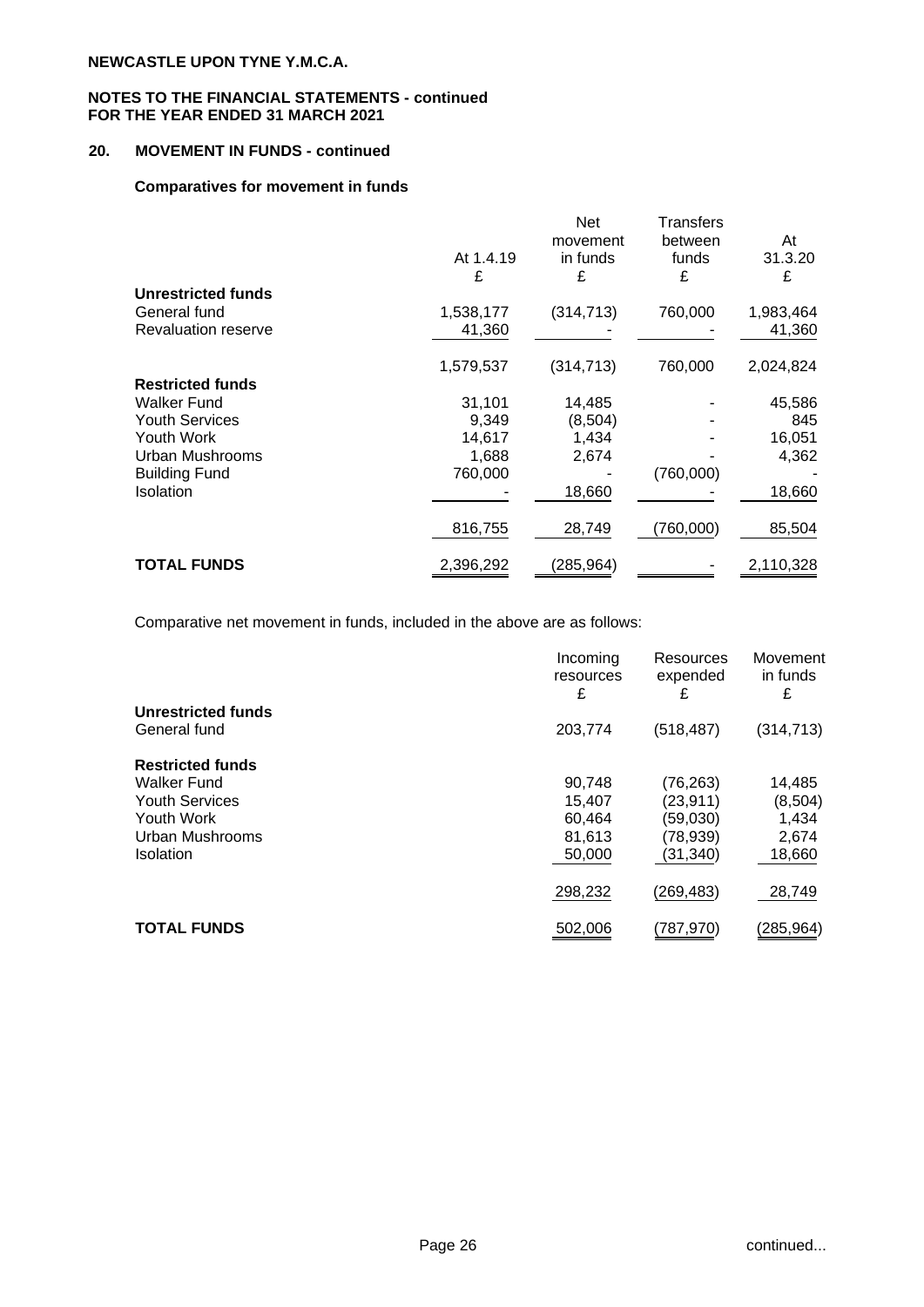**NEWCASTLE UPON TYNE Y.M.C.A.**

**NOTES TO THE FINANCIAL STATEMENTS - continued**
**FOR THE YEAR ENDED 31 MARCH 2021**

## 20. MOVEMENT IN FUNDS - continued

### Comparatives for movement in funds

| | At 1.4.19 £ | Net movement in funds £ | Transfers between funds £ | At 31.3.20 £ |
|---|---|---|---|---|
| **Unrestricted funds** | | | | |
| General fund | 1,538,177 | (314,713) | 760,000 | 1,983,464 |
| Revaluation reserve | 41,360 | - | - | 41,360 |
| | 1,579,537 | (314,713) | 760,000 | 2,024,824 |
| **Restricted funds** | | | | |
| Walker Fund | 31,101 | 14,485 | - | 45,586 |
| Youth Services | 9,349 | (8,504) | - | 845 |
| Youth Work | 14,617 | 1,434 | - | 16,051 |
| Urban Mushrooms | 1,688 | 2,674 | - | 4,362 |
| Building Fund | 760,000 | - | (760,000) | - |
| Isolation | - | 18,660 | - | 18,660 |
| | 816,755 | 28,749 | (760,000) | 85,504 |
| **TOTAL FUNDS** | 2,396,292 | (285,964) | - | 2,110,328 |

Comparative net movement in funds, included in the above are as follows:

| | Incoming resources £ | Resources expended £ | Movement in funds £ |
|---|---|---|---|
| **Unrestricted funds** | | | |
| General fund | 203,774 | (518,487) | (314,713) |
| **Restricted funds** | | | |
| Walker Fund | 90,748 | (76,263) | 14,485 |
| Youth Services | 15,407 | (23,911) | (8,504) |
| Youth Work | 60,464 | (59,030) | 1,434 |
| Urban Mushrooms | 81,613 | (78,939) | 2,674 |
| Isolation | 50,000 | (31,340) | 18,660 |
| | 298,232 | (269,483) | 28,749 |
| **TOTAL FUNDS** | 502,006 | (787,970) | (285,964) |

continued...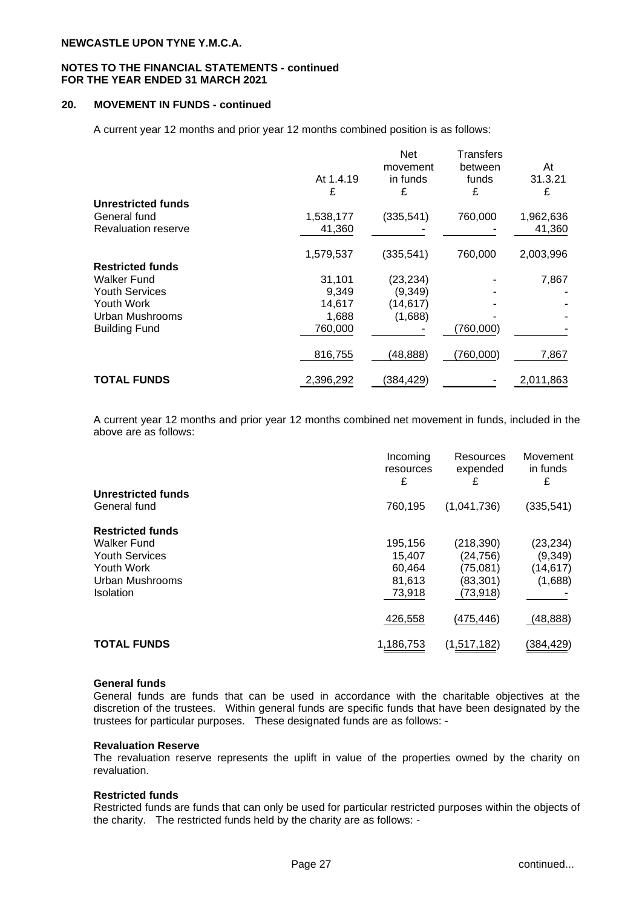NEWCASTLE UPON TYNE Y.M.C.A.

**NOTES TO THE FINANCIAL STATEMENTS - continued**
**FOR THE YEAR ENDED 31 MARCH 2021**

## 20. MOVEMENT IN FUNDS - continued

A current year 12 months and prior year 12 months combined position is as follows:

| | At 1.4.19 £ | Net movement in funds £ | Transfers between funds £ | At 31.3.21 £ |
|---|---|---|---|---|
| **Unrestricted funds** | | | | |
| General fund | 1,538,177 | (335,541) | 760,000 | 1,962,636 |
| Revaluation reserve | 41,360 | - | - | 41,360 |
| | 1,579,537 | (335,541) | 760,000 | 2,003,996 |
| **Restricted funds** | | | | |
| Walker Fund | 31,101 | (23,234) | - | 7,867 |
| Youth Services | 9,349 | (9,349) | - | - |
| Youth Work | 14,617 | (14,617) | - | - |
| Urban Mushrooms | 1,688 | (1,688) | - | - |
| Building Fund | 760,000 | - | (760,000) | - |
| | 816,755 | (48,888) | (760,000) | 7,867 |
| **TOTAL FUNDS** | 2,396,292 | (384,429) | - | 2,011,863 |

A current year 12 months and prior year 12 months combined net movement in funds, included in the above are as follows:

| | Incoming resources £ | Resources expended £ | Movement in funds £ |
|---|---|---|---|
| **Unrestricted funds** | | | |
| General fund | 760,195 | (1,041,736) | (335,541) |
| **Restricted funds** | | | |
| Walker Fund | 195,156 | (218,390) | (23,234) |
| Youth Services | 15,407 | (24,756) | (9,349) |
| Youth Work | 60,464 | (75,081) | (14,617) |
| Urban Mushrooms | 81,613 | (83,301) | (1,688) |
| Isolation | 73,918 | (73,918) | - |
| | 426,558 | (475,446) | (48,888) |
| **TOTAL FUNDS** | 1,186,753 | (1,517,182) | (384,429) |

**General funds**
General funds are funds that can be used in accordance with the charitable objectives at the discretion of the trustees. Within general funds are specific funds that have been designated by the trustees for particular purposes. These designated funds are as follows: -

**Revaluation Reserve**
The revaluation reserve represents the uplift in value of the properties owned by the charity on revaluation.

**Restricted funds**
Restricted funds are funds that can only be used for particular restricted purposes within the objects of the charity. The restricted funds held by the charity are as follows: -

continued...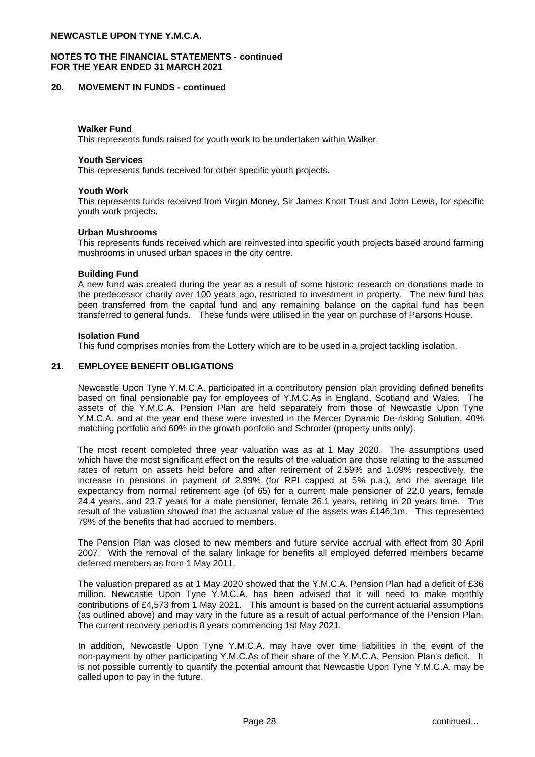## 20. MOVEMENT IN FUNDS - continued

**Walker Fund**
This represents funds raised for youth work to be undertaken within Walker.

**Youth Services**
This represents funds received for other specific youth projects.

**Youth Work**
This represents funds received from Virgin Money, Sir James Knott Trust and John Lewis, for specific youth work projects.

**Urban Mushrooms**
This represents funds received which are reinvested into specific youth projects based around farming mushrooms in unused urban spaces in the city centre.

**Building Fund**
A new fund was created during the year as a result of some historic research on donations made to the predecessor charity over 100 years ago, restricted to investment in property. The new fund has been transferred from the capital fund and any remaining balance on the capital fund has been transferred to general funds. These funds were utilised in the year on purchase of Parsons House.

**Isolation Fund**
This fund comprises monies from the Lottery which are to be used in a project tackling isolation.

## 21. EMPLOYEE BENEFIT OBLIGATIONS

Newcastle Upon Tyne Y.M.C.A. participated in a contributory pension plan providing defined benefits based on final pensionable pay for employees of Y.M.C.As in England, Scotland and Wales. The assets of the Y.M.C.A. Pension Plan are held separately from those of Newcastle Upon Tyne Y.M.C.A. and at the year end these were invested in the Mercer Dynamic De-risking Solution, 40% matching portfolio and 60% in the growth portfolio and Schroder (property units only).

The most recent completed three year valuation was as at 1 May 2020. The assumptions used which have the most significant effect on the results of the valuation are those relating to the assumed rates of return on assets held before and after retirement of 2.59% and 1.09% respectively, the increase in pensions in payment of 2.99% (for RPI capped at 5% p.a.), and the average life expectancy from normal retirement age (of 65) for a current male pensioner of 22.0 years, female 24.4 years, and 23.7 years for a male pensioner, female 26.1 years, retiring in 20 years time. The result of the valuation showed that the actuarial value of the assets was £146.1m. This represented 79% of the benefits that had accrued to members.

The Pension Plan was closed to new members and future service accrual with effect from 30 April 2007. With the removal of the salary linkage for benefits all employed deferred members became deferred members as from 1 May 2011.

The valuation prepared as at 1 May 2020 showed that the Y.M.C.A. Pension Plan had a deficit of £36 million. Newcastle Upon Tyne Y.M.C.A. has been advised that it will need to make monthly contributions of £4,573 from 1 May 2021. This amount is based on the current actuarial assumptions (as outlined above) and may vary in the future as a result of actual performance of the Pension Plan. The current recovery period is 8 years commencing 1st May 2021.

In addition, Newcastle Upon Tyne Y.M.C.A. may have over time liabilities in the event of the non-payment by other participating Y.M.C.As of their share of the Y.M.C.A. Pension Plan's deficit. It is not possible currently to quantify the potential amount that Newcastle Upon Tyne Y.M.C.A. may be called upon to pay in the future.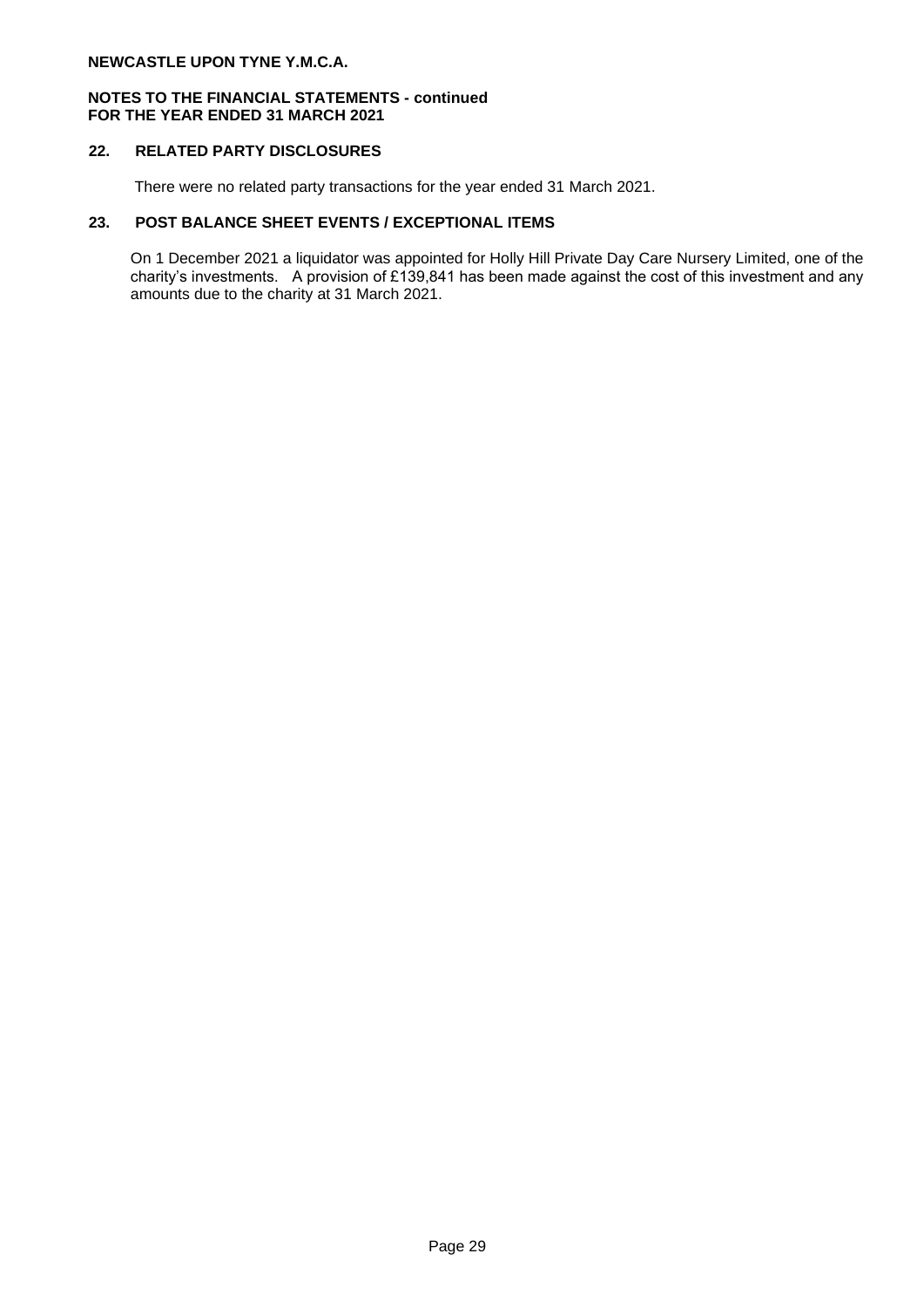NEWCASTLE UPON TYNE Y.M.C.A.

**NOTES TO THE FINANCIAL STATEMENTS - continued**
**FOR THE YEAR ENDED 31 MARCH 2021**

## 22. RELATED PARTY DISCLOSURES

There were no related party transactions for the year ended 31 March 2021.

## 23. POST BALANCE SHEET EVENTS / EXCEPTIONAL ITEMS

On 1 December 2021 a liquidator was appointed for Holly Hill Private Day Care Nursery Limited, one of the charity's investments. A provision of £139,841 has been made against the cost of this investment and any amounts due to the charity at 31 March 2021.